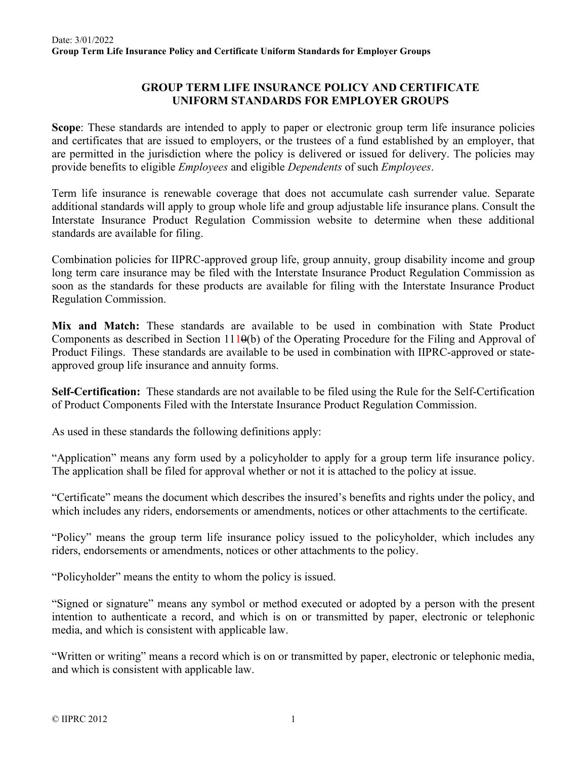# GROUP TERM LIFE INSURANCE POLICY AND CERTIFICATE UNIFORM STANDARDS FOR EMPLOYER GROUPS

**Scope**: These standards are intended to apply to paper or electronic group term life insurance policies and certificates that are issued to employers, or the trustees of a fund established by an employer, that are permitted in the jurisdiction where the policy is delivered or issued for delivery. The policies may provide benefits to eligible *Employees* and eligible *Dependents* of such *Employees*.

Term life insurance is renewable coverage that does not accumulate cash surrender value. Separate additional standards will apply to group whole life and group adjustable life insurance plans. Consult the Interstate Insurance Product Regulation Commission website to determine when these additional standards are available for filing.

Combination policies for IIPRC-approved group life, group annuity, group disability income and group long term care insurance may be filed with the Interstate Insurance Product Regulation Commission as soon as the standards for these products are available for filing with the Interstate Insurance Product Regulation Commission.

**Mix and Match:** These standards are available to be used in combination with State Product Components as described in Section 1110(b) of the Operating Procedure for the Filing and Approval of Product Filings. These standards are available to be used in combination with IIPRC-approved or state-approved group life insurance and annuity forms.

**Self-Certification:** These standards are not available to be filed using the Rule for the Self-Certification of Product Components Filed with the Interstate Insurance Product Regulation Commission.

As used in these standards the following definitions apply:

"Application" means any form used by a policyholder to apply for a group term life insurance policy. The application shall be filed for approval whether or not it is attached to the policy at issue.

"Certificate" means the document which describes the insured's benefits and rights under the policy, and which includes any riders, endorsements or amendments, notices or other attachments to the certificate.

"Policy" means the group term life insurance policy issued to the policyholder, which includes any riders, endorsements or amendments, notices or other attachments to the policy.

"Policyholder" means the entity to whom the policy is issued.

"Signed or signature" means any symbol or method executed or adopted by a person with the present intention to authenticate a record, and which is on or transmitted by paper, electronic or telephonic media, and which is consistent with applicable law.

"Written or writing" means a record which is on or transmitted by paper, electronic or telephonic media, and which is consistent with applicable law.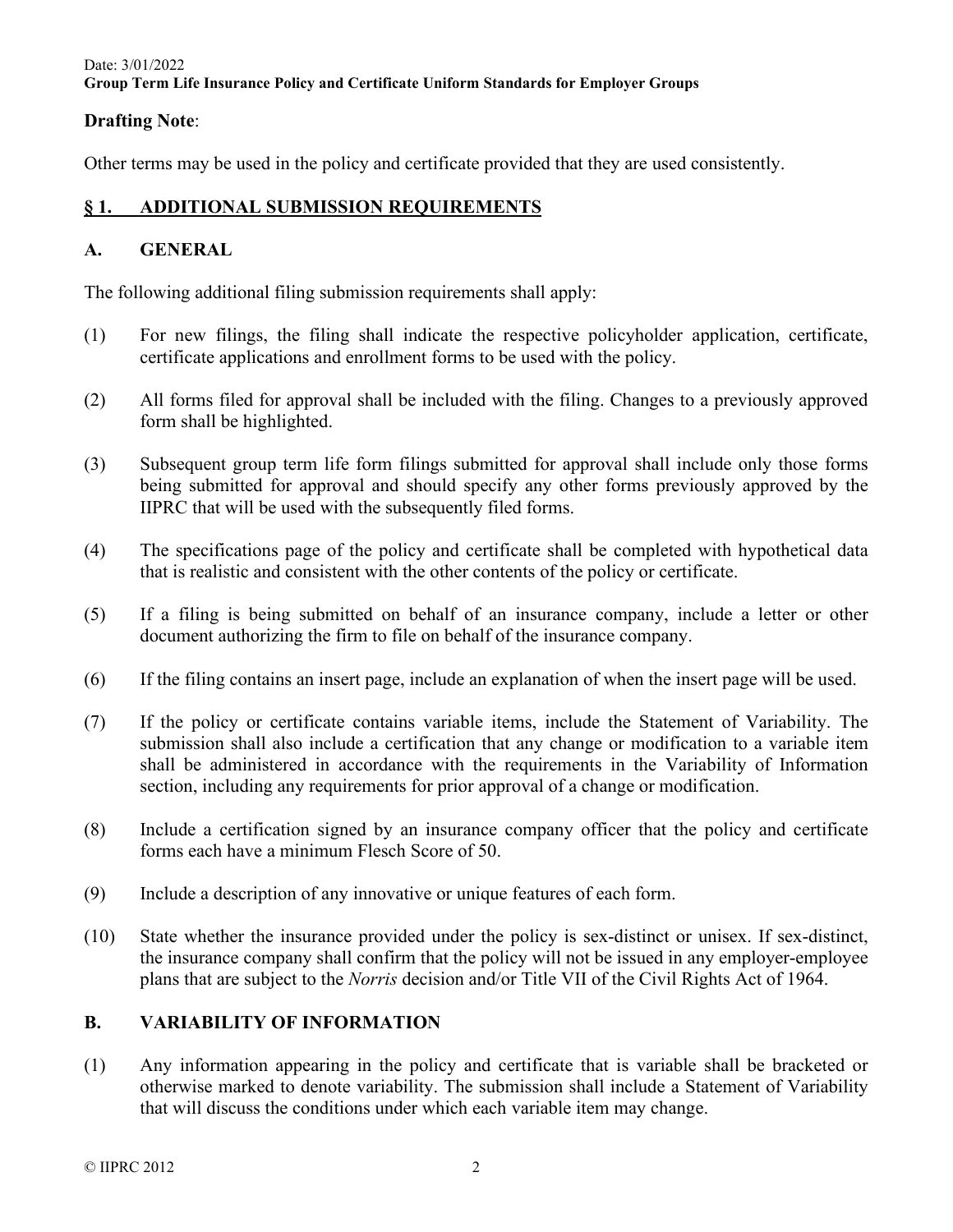**Drafting Note**:

Other terms may be used in the policy and certificate provided that they are used consistently.

## § 1. ADDITIONAL SUBMISSION REQUIREMENTS

### A. GENERAL

The following additional filing submission requirements shall apply:

(1) For new filings, the filing shall indicate the respective policyholder application, certificate, certificate applications and enrollment forms to be used with the policy.

(2) All forms filed for approval shall be included with the filing. Changes to a previously approved form shall be highlighted.

(3) Subsequent group term life form filings submitted for approval shall include only those forms being submitted for approval and should specify any other forms previously approved by the IIPRC that will be used with the subsequently filed forms.

(4) The specifications page of the policy and certificate shall be completed with hypothetical data that is realistic and consistent with the other contents of the policy or certificate.

(5) If a filing is being submitted on behalf of an insurance company, include a letter or other document authorizing the firm to file on behalf of the insurance company.

(6) If the filing contains an insert page, include an explanation of when the insert page will be used.

(7) If the policy or certificate contains variable items, include the Statement of Variability. The submission shall also include a certification that any change or modification to a variable item shall be administered in accordance with the requirements in the Variability of Information section, including any requirements for prior approval of a change or modification.

(8) Include a certification signed by an insurance company officer that the policy and certificate forms each have a minimum Flesch Score of 50.

(9) Include a description of any innovative or unique features of each form.

(10) State whether the insurance provided under the policy is sex-distinct or unisex. If sex-distinct, the insurance company shall confirm that the policy will not be issued in any employer-employee plans that are subject to the *Norris* decision and/or Title VII of the Civil Rights Act of 1964.

### B. VARIABILITY OF INFORMATION

(1) Any information appearing in the policy and certificate that is variable shall be bracketed or otherwise marked to denote variability. The submission shall include a Statement of Variability that will discuss the conditions under which each variable item may change.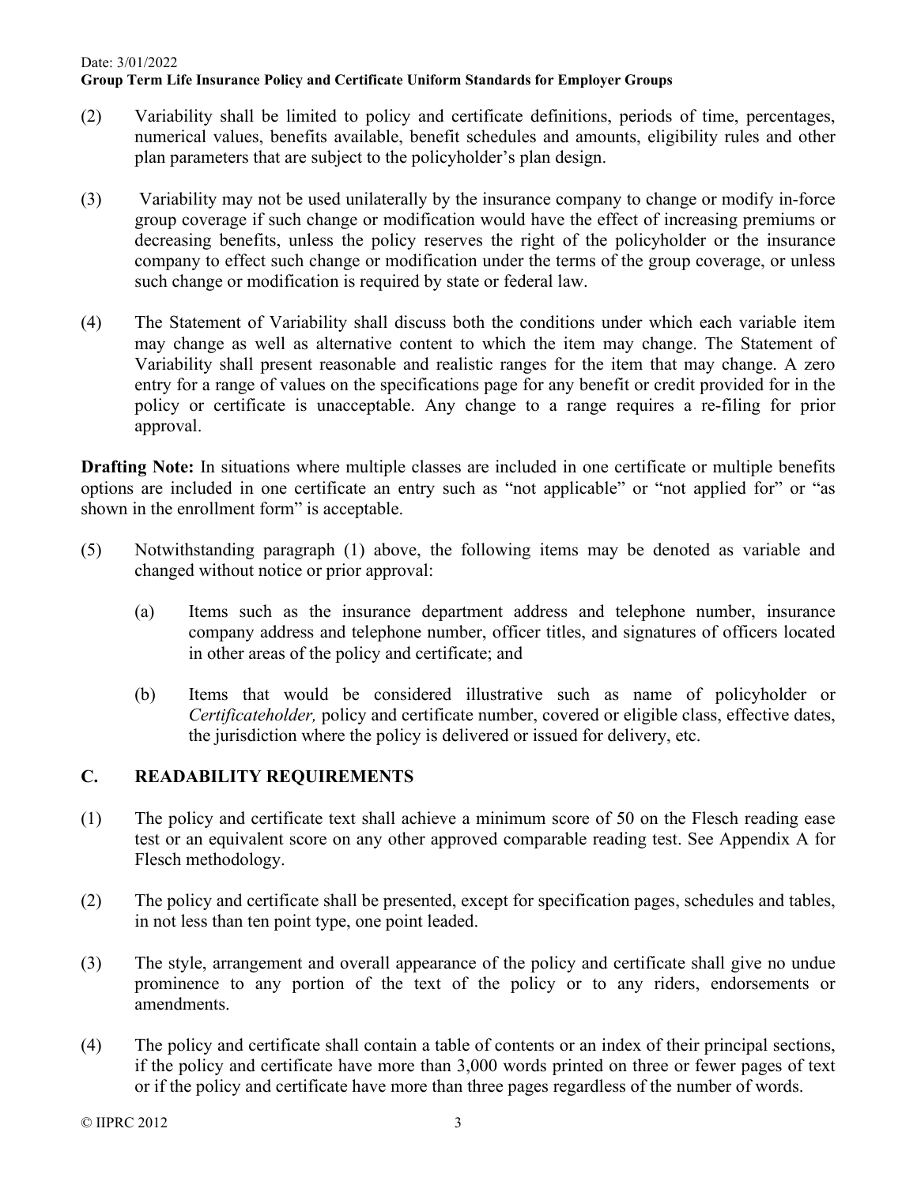(2) Variability shall be limited to policy and certificate definitions, periods of time, percentages, numerical values, benefits available, benefit schedules and amounts, eligibility rules and other plan parameters that are subject to the policyholder's plan design.

(3) Variability may not be used unilaterally by the insurance company to change or modify in-force group coverage if such change or modification would have the effect of increasing premiums or decreasing benefits, unless the policy reserves the right of the policyholder or the insurance company to effect such change or modification under the terms of the group coverage, or unless such change or modification is required by state or federal law.

(4) The Statement of Variability shall discuss both the conditions under which each variable item may change as well as alternative content to which the item may change. The Statement of Variability shall present reasonable and realistic ranges for the item that may change. A zero entry for a range of values on the specifications page for any benefit or credit provided for in the policy or certificate is unacceptable. Any change to a range requires a re-filing for prior approval.

**Drafting Note:** In situations where multiple classes are included in one certificate or multiple benefits options are included in one certificate an entry such as "not applicable" or "not applied for" or "as shown in the enrollment form" is acceptable.

(5) Notwithstanding paragraph (1) above, the following items may be denoted as variable and changed without notice or prior approval:

   (a) Items such as the insurance department address and telephone number, insurance company address and telephone number, officer titles, and signatures of officers located in other areas of the policy and certificate; and

   (b) Items that would be considered illustrative such as name of policyholder or *Certificateholder,* policy and certificate number, covered or eligible class, effective dates, the jurisdiction where the policy is delivered or issued for delivery, etc.

## C. READABILITY REQUIREMENTS

(1) The policy and certificate text shall achieve a minimum score of 50 on the Flesch reading ease test or an equivalent score on any other approved comparable reading test. See Appendix A for Flesch methodology.

(2) The policy and certificate shall be presented, except for specification pages, schedules and tables, in not less than ten point type, one point leaded.

(3) The style, arrangement and overall appearance of the policy and certificate shall give no undue prominence to any portion of the text of the policy or to any riders, endorsements or amendments.

(4) The policy and certificate shall contain a table of contents or an index of their principal sections, if the policy and certificate have more than 3,000 words printed on three or fewer pages of text or if the policy and certificate have more than three pages regardless of the number of words.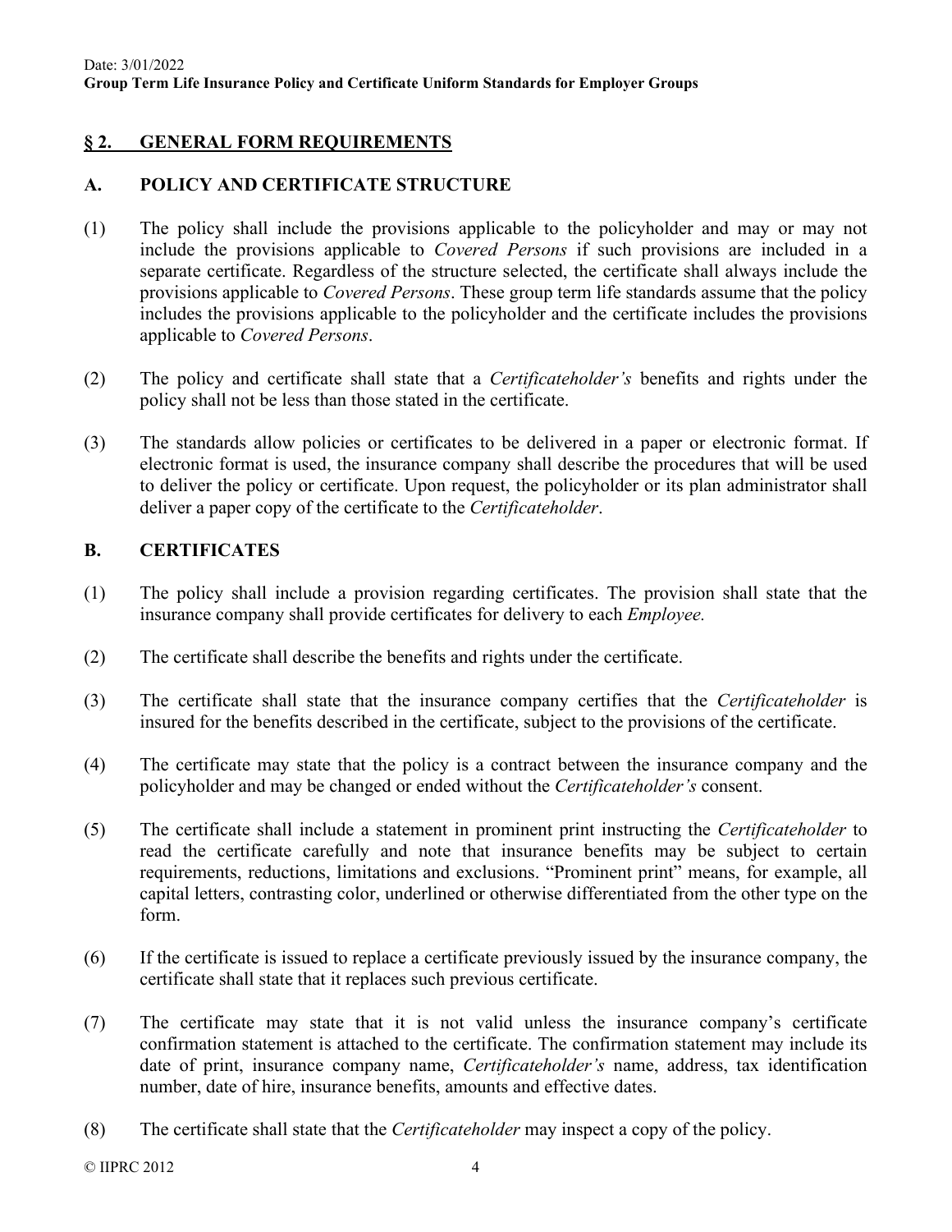## § 2. GENERAL FORM REQUIREMENTS

### A. POLICY AND CERTIFICATE STRUCTURE

(1) The policy shall include the provisions applicable to the policyholder and may or may not include the provisions applicable to *Covered Persons* if such provisions are included in a separate certificate. Regardless of the structure selected, the certificate shall always include the provisions applicable to *Covered Persons*. These group term life standards assume that the policy includes the provisions applicable to the policyholder and the certificate includes the provisions applicable to *Covered Persons*.

(2) The policy and certificate shall state that a *Certificateholder's* benefits and rights under the policy shall not be less than those stated in the certificate.

(3) The standards allow policies or certificates to be delivered in a paper or electronic format. If electronic format is used, the insurance company shall describe the procedures that will be used to deliver the policy or certificate. Upon request, the policyholder or its plan administrator shall deliver a paper copy of the certificate to the *Certificateholder*.

### B. CERTIFICATES

(1) The policy shall include a provision regarding certificates. The provision shall state that the insurance company shall provide certificates for delivery to each *Employee.*

(2) The certificate shall describe the benefits and rights under the certificate.

(3) The certificate shall state that the insurance company certifies that the *Certificateholder* is insured for the benefits described in the certificate, subject to the provisions of the certificate.

(4) The certificate may state that the policy is a contract between the insurance company and the policyholder and may be changed or ended without the *Certificateholder's* consent.

(5) The certificate shall include a statement in prominent print instructing the *Certificateholder* to read the certificate carefully and note that insurance benefits may be subject to certain requirements, reductions, limitations and exclusions. "Prominent print" means, for example, all capital letters, contrasting color, underlined or otherwise differentiated from the other type on the form.

(6) If the certificate is issued to replace a certificate previously issued by the insurance company, the certificate shall state that it replaces such previous certificate.

(7) The certificate may state that it is not valid unless the insurance company's certificate confirmation statement is attached to the certificate. The confirmation statement may include its date of print, insurance company name, *Certificateholder's* name, address, tax identification number, date of hire, insurance benefits, amounts and effective dates.

(8) The certificate shall state that the *Certificateholder* may inspect a copy of the policy.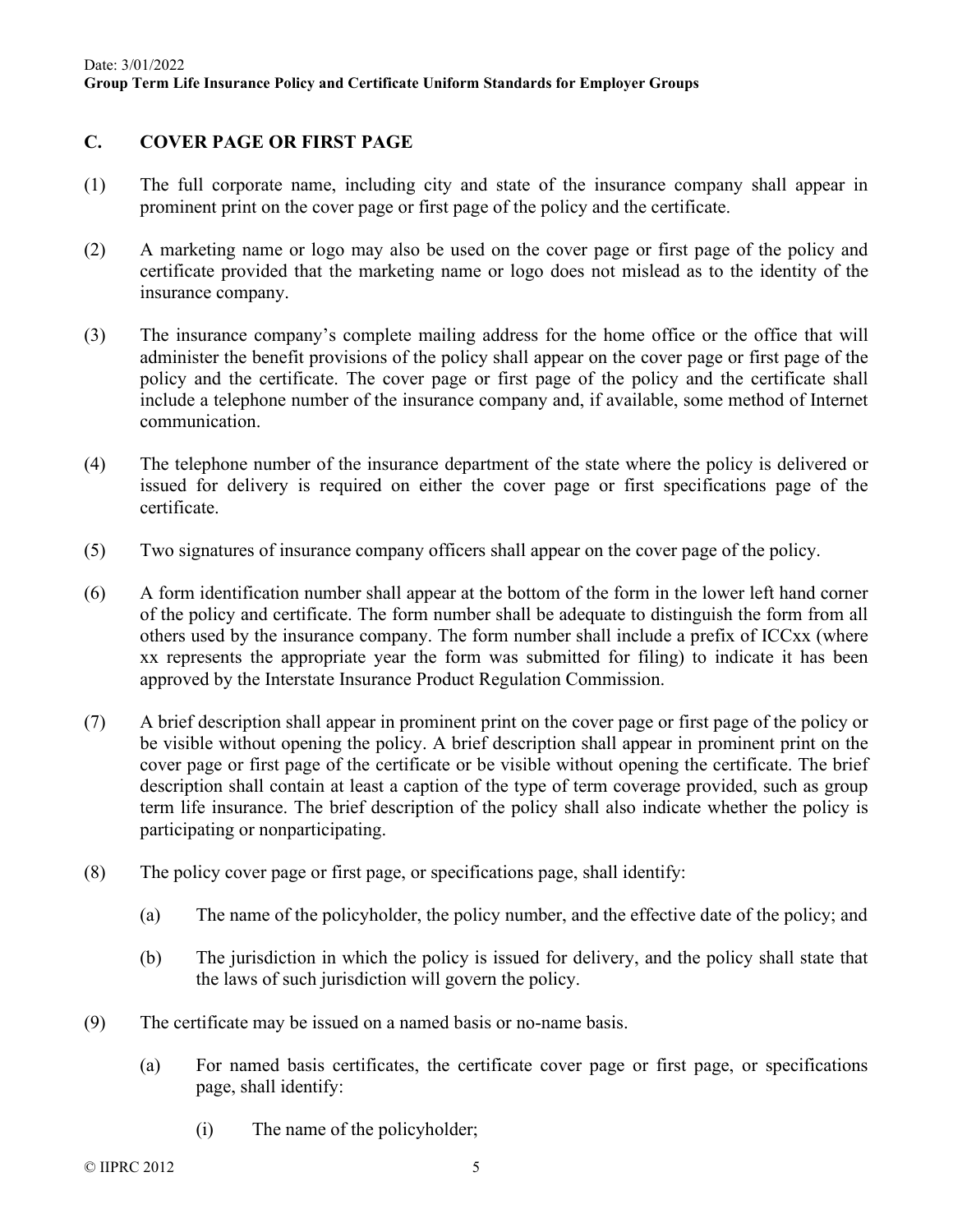## C. COVER PAGE OR FIRST PAGE

(1) The full corporate name, including city and state of the insurance company shall appear in prominent print on the cover page or first page of the policy and the certificate.

(2) A marketing name or logo may also be used on the cover page or first page of the policy and certificate provided that the marketing name or logo does not mislead as to the identity of the insurance company.

(3) The insurance company's complete mailing address for the home office or the office that will administer the benefit provisions of the policy shall appear on the cover page or first page of the policy and the certificate. The cover page or first page of the policy and the certificate shall include a telephone number of the insurance company and, if available, some method of Internet communication.

(4) The telephone number of the insurance department of the state where the policy is delivered or issued for delivery is required on either the cover page or first specifications page of the certificate.

(5) Two signatures of insurance company officers shall appear on the cover page of the policy.

(6) A form identification number shall appear at the bottom of the form in the lower left hand corner of the policy and certificate. The form number shall be adequate to distinguish the form from all others used by the insurance company. The form number shall include a prefix of ICCxx (where xx represents the appropriate year the form was submitted for filing) to indicate it has been approved by the Interstate Insurance Product Regulation Commission.

(7) A brief description shall appear in prominent print on the cover page or first page of the policy or be visible without opening the policy. A brief description shall appear in prominent print on the cover page or first page of the certificate or be visible without opening the certificate. The brief description shall contain at least a caption of the type of term coverage provided, such as group term life insurance. The brief description of the policy shall also indicate whether the policy is participating or nonparticipating.

(8) The policy cover page or first page, or specifications page, shall identify:

   (a) The name of the policyholder, the policy number, and the effective date of the policy; and

   (b) The jurisdiction in which the policy is issued for delivery, and the policy shall state that the laws of such jurisdiction will govern the policy.

(9) The certificate may be issued on a named basis or no-name basis.

   (a) For named basis certificates, the certificate cover page or first page, or specifications page, shall identify:

      (i) The name of the policyholder;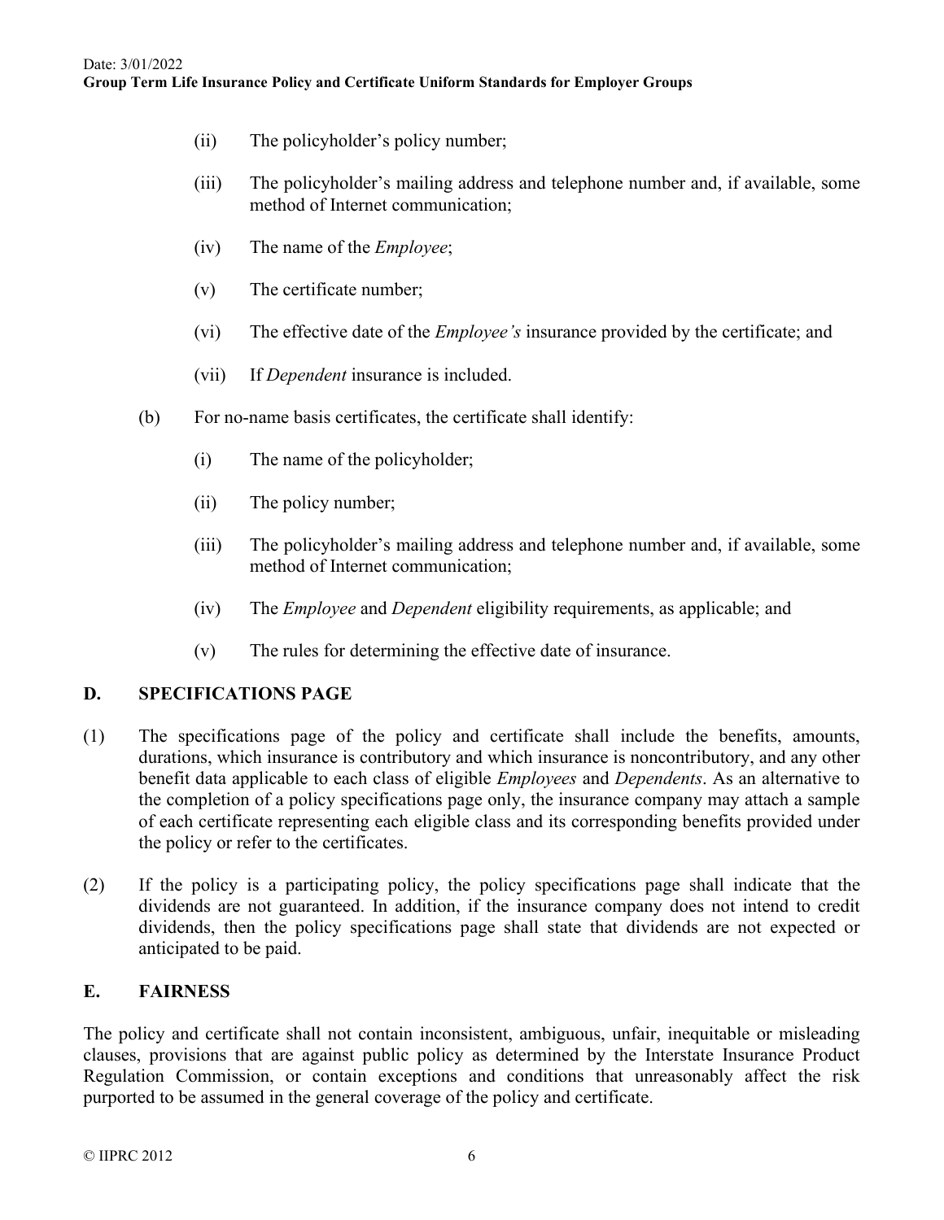(ii) The policyholder's policy number;

(iii) The policyholder's mailing address and telephone number and, if available, some method of Internet communication;

(iv) The name of the *Employee*;

(v) The certificate number;

(vi) The effective date of the *Employee's* insurance provided by the certificate; and

(vii) If *Dependent* insurance is included.

(b) For no-name basis certificates, the certificate shall identify:

(i) The name of the policyholder;

(ii) The policy number;

(iii) The policyholder's mailing address and telephone number and, if available, some method of Internet communication;

(iv) The *Employee* and *Dependent* eligibility requirements, as applicable; and

(v) The rules for determining the effective date of insurance.

## D. SPECIFICATIONS PAGE

(1) The specifications page of the policy and certificate shall include the benefits, amounts, durations, which insurance is contributory and which insurance is noncontributory, and any other benefit data applicable to each class of eligible *Employees* and *Dependents*. As an alternative to the completion of a policy specifications page only, the insurance company may attach a sample of each certificate representing each eligible class and its corresponding benefits provided under the policy or refer to the certificates.

(2) If the policy is a participating policy, the policy specifications page shall indicate that the dividends are not guaranteed. In addition, if the insurance company does not intend to credit dividends, then the policy specifications page shall state that dividends are not expected or anticipated to be paid.

## E. FAIRNESS

The policy and certificate shall not contain inconsistent, ambiguous, unfair, inequitable or misleading clauses, provisions that are against public policy as determined by the Interstate Insurance Product Regulation Commission, or contain exceptions and conditions that unreasonably affect the risk purported to be assumed in the general coverage of the policy and certificate.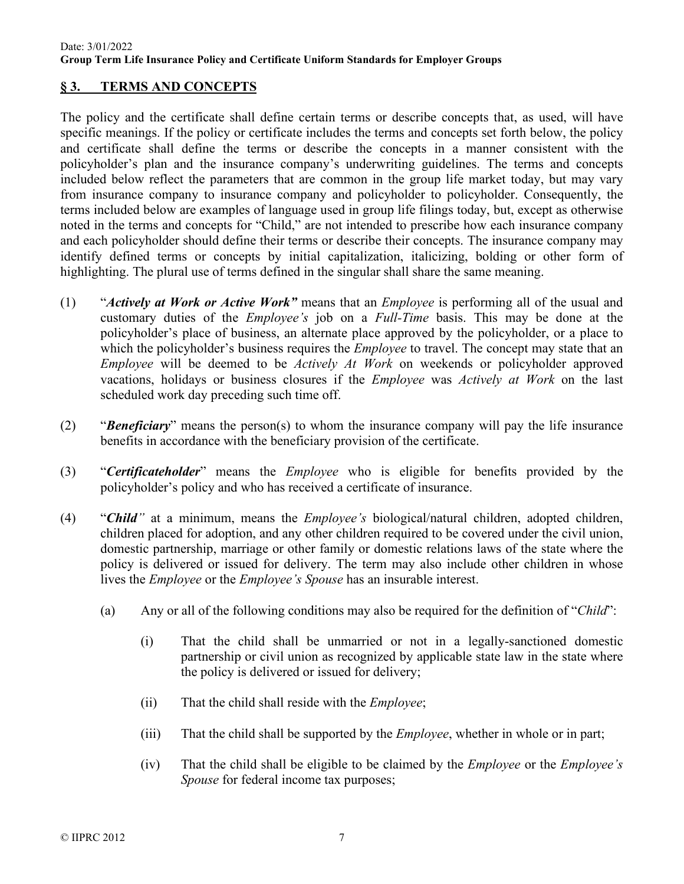## § 3. TERMS AND CONCEPTS

The policy and the certificate shall define certain terms or describe concepts that, as used, will have specific meanings. If the policy or certificate includes the terms and concepts set forth below, the policy and certificate shall define the terms or describe the concepts in a manner consistent with the policyholder's plan and the insurance company's underwriting guidelines. The terms and concepts included below reflect the parameters that are common in the group life market today, but may vary from insurance company to insurance company and policyholder to policyholder. Consequently, the terms included below are examples of language used in group life filings today, but, except as otherwise noted in the terms and concepts for "Child," are not intended to prescribe how each insurance company and each policyholder should define their terms or describe their concepts. The insurance company may identify defined terms or concepts by initial capitalization, italicizing, bolding or other form of highlighting. The plural use of terms defined in the singular shall share the same meaning.

(1) "***Actively at Work or Active Work***" means that an *Employee* is performing all of the usual and customary duties of the *Employee's* job on a *Full-Time* basis. This may be done at the policyholder's place of business, an alternate place approved by the policyholder, or a place to which the policyholder's business requires the *Employee* to travel. The concept may state that an *Employee* will be deemed to be *Actively At Work* on weekends or policyholder approved vacations, holidays or business closures if the *Employee* was *Actively at Work* on the last scheduled work day preceding such time off.

(2) "***Beneficiary***" means the person(s) to whom the insurance company will pay the life insurance benefits in accordance with the beneficiary provision of the certificate.

(3) "***Certificateholder***" means the *Employee* who is eligible for benefits provided by the policyholder's policy and who has received a certificate of insurance.

(4) "***Child***" at a minimum, means the *Employee's* biological/natural children, adopted children, children placed for adoption, and any other children required to be covered under the civil union, domestic partnership, marriage or other family or domestic relations laws of the state where the policy is delivered or issued for delivery. The term may also include other children in whose lives the *Employee* or the *Employee's Spouse* has an insurable interest.

   (a) Any or all of the following conditions may also be required for the definition of "*Child*":

      (i) That the child shall be unmarried or not in a legally-sanctioned domestic partnership or civil union as recognized by applicable state law in the state where the policy is delivered or issued for delivery;

      (ii) That the child shall reside with the *Employee*;

      (iii) That the child shall be supported by the *Employee*, whether in whole or in part;

      (iv) That the child shall be eligible to be claimed by the *Employee* or the *Employee's Spouse* for federal income tax purposes;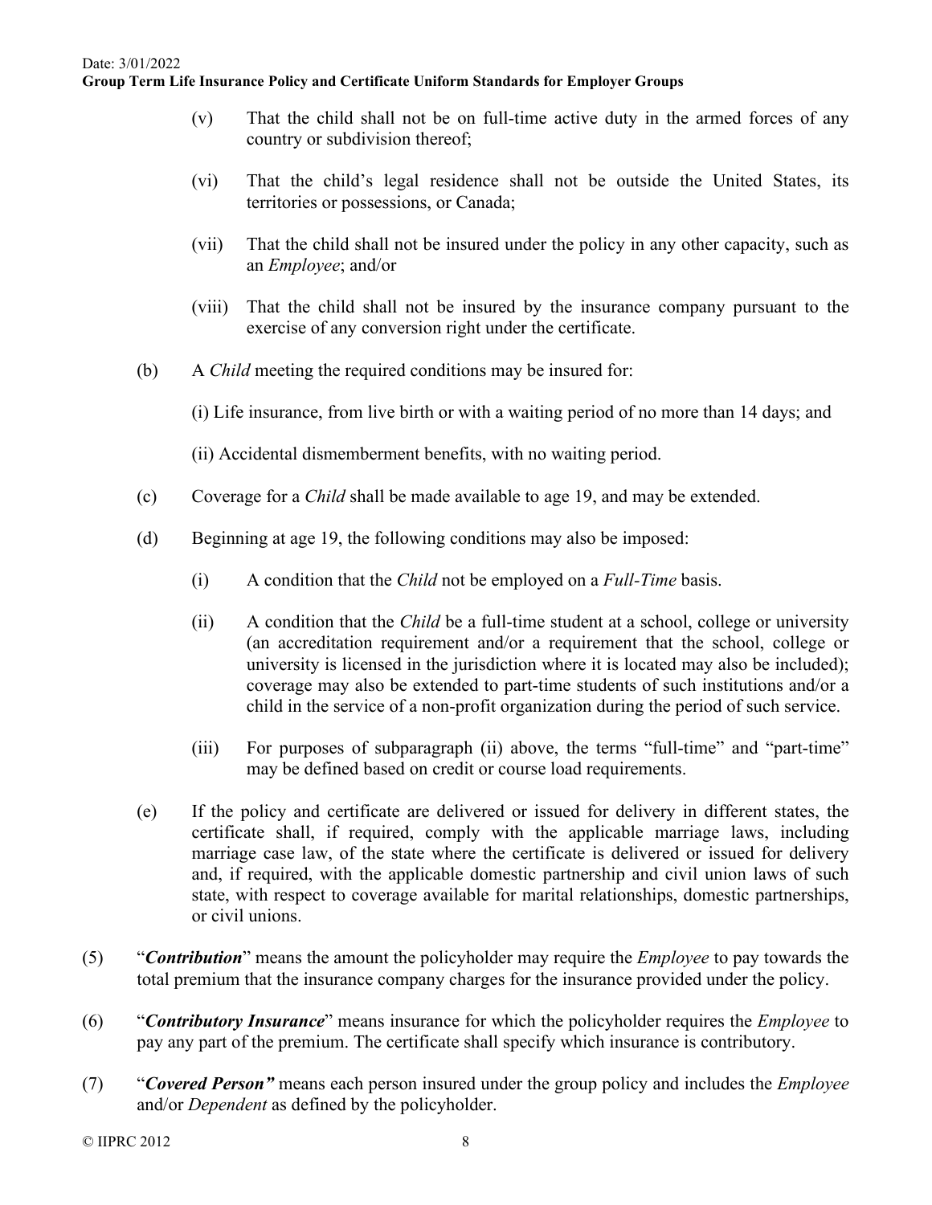(v) That the child shall not be on full-time active duty in the armed forces of any country or subdivision thereof;

(vi) That the child's legal residence shall not be outside the United States, its territories or possessions, or Canada;

(vii) That the child shall not be insured under the policy in any other capacity, such as an *Employee*; and/or

(viii) That the child shall not be insured by the insurance company pursuant to the exercise of any conversion right under the certificate.

(b) A *Child* meeting the required conditions may be insured for:

(i) Life insurance, from live birth or with a waiting period of no more than 14 days; and

(ii) Accidental dismemberment benefits, with no waiting period.

(c) Coverage for a *Child* shall be made available to age 19, and may be extended.

(d) Beginning at age 19, the following conditions may also be imposed:

(i) A condition that the *Child* not be employed on a *Full-Time* basis.

(ii) A condition that the *Child* be a full-time student at a school, college or university (an accreditation requirement and/or a requirement that the school, college or university is licensed in the jurisdiction where it is located may also be included); coverage may also be extended to part-time students of such institutions and/or a child in the service of a non-profit organization during the period of such service.

(iii) For purposes of subparagraph (ii) above, the terms "full-time" and "part-time" may be defined based on credit or course load requirements.

(e) If the policy and certificate are delivered or issued for delivery in different states, the certificate shall, if required, comply with the applicable marriage laws, including marriage case law, of the state where the certificate is delivered or issued for delivery and, if required, with the applicable domestic partnership and civil union laws of such state, with respect to coverage available for marital relationships, domestic partnerships, or civil unions.

(5) "***Contribution***" means the amount the policyholder may require the *Employee* to pay towards the total premium that the insurance company charges for the insurance provided under the policy.

(6) "***Contributory Insurance***" means insurance for which the policyholder requires the *Employee* to pay any part of the premium. The certificate shall specify which insurance is contributory.

(7) "***Covered Person"*** means each person insured under the group policy and includes the *Employee* and/or *Dependent* as defined by the policyholder.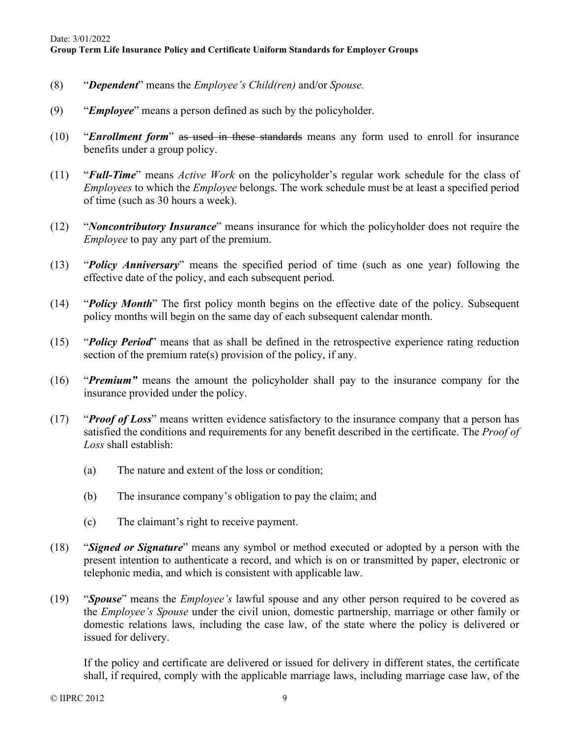(8) "***Dependent***" means the *Employee's Child(ren)* and/or *Spouse.*

(9) "***Employee***" means a person defined as such by the policyholder.

(10) "***Enrollment form***" ~~as used in these standards~~ means any form used to enroll for insurance benefits under a group policy.

(11) "***Full-Time***" means *Active Work* on the policyholder's regular work schedule for the class of *Employees* to which the *Employee* belongs. The work schedule must be at least a specified period of time (such as 30 hours a week).

(12) "***Noncontributory Insurance***" means insurance for which the policyholder does not require the *Employee* to pay any part of the premium.

(13) "***Policy Anniversary***" means the specified period of time (such as one year) following the effective date of the policy, and each subsequent period.

(14) "***Policy Month***" The first policy month begins on the effective date of the policy. Subsequent policy months will begin on the same day of each subsequent calendar month.

(15) "***Policy Period***" means that as shall be defined in the retrospective experience rating reduction section of the premium rate(s) provision of the policy, if any.

(16) "***Premium***" means the amount the policyholder shall pay to the insurance company for the insurance provided under the policy.

(17) "***Proof of Loss***" means written evidence satisfactory to the insurance company that a person has satisfied the conditions and requirements for any benefit described in the certificate. The *Proof of Loss* shall establish:

   (a) The nature and extent of the loss or condition;

   (b) The insurance company's obligation to pay the claim; and

   (c) The claimant's right to receive payment.

(18) "***Signed or Signature***" means any symbol or method executed or adopted by a person with the present intention to authenticate a record, and which is on or transmitted by paper, electronic or telephonic media, and which is consistent with applicable law.

(19) "***Spouse***" means the *Employee's* lawful spouse and any other person required to be covered as the *Employee's Spouse* under the civil union, domestic partnership, marriage or other family or domestic relations laws, including the case law, of the state where the policy is delivered or issued for delivery.

   If the policy and certificate are delivered or issued for delivery in different states, the certificate shall, if required, comply with the applicable marriage laws, including marriage case law, of the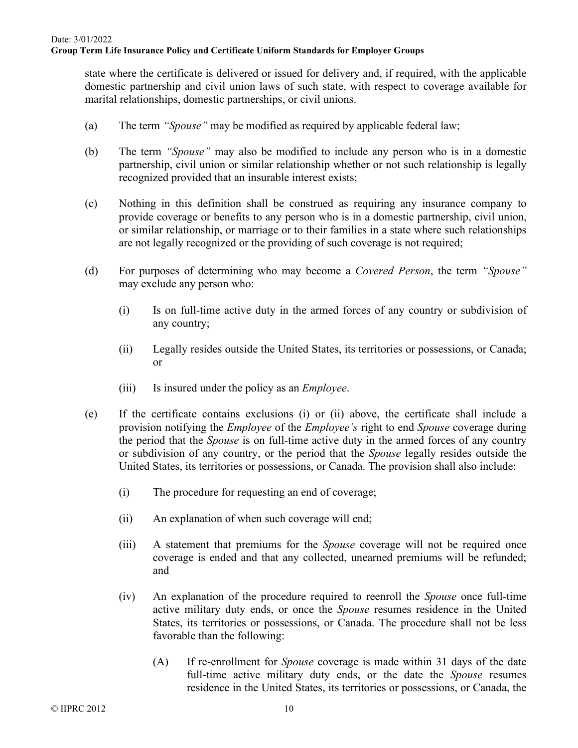state where the certificate is delivered or issued for delivery and, if required, with the applicable domestic partnership and civil union laws of such state, with respect to coverage available for marital relationships, domestic partnerships, or civil unions.

(a) The term *"Spouse"* may be modified as required by applicable federal law;

(b) The term *"Spouse"* may also be modified to include any person who is in a domestic partnership, civil union or similar relationship whether or not such relationship is legally recognized provided that an insurable interest exists;

(c) Nothing in this definition shall be construed as requiring any insurance company to provide coverage or benefits to any person who is in a domestic partnership, civil union, or similar relationship, or marriage or to their families in a state where such relationships are not legally recognized or the providing of such coverage is not required;

(d) For purposes of determining who may become a *Covered Person*, the term *"Spouse"* may exclude any person who:

  (i) Is on full-time active duty in the armed forces of any country or subdivision of any country;

  (ii) Legally resides outside the United States, its territories or possessions, or Canada; or

  (iii) Is insured under the policy as an *Employee*.

(e) If the certificate contains exclusions (i) or (ii) above, the certificate shall include a provision notifying the *Employee* of the *Employee's* right to end *Spouse* coverage during the period that the *Spouse* is on full-time active duty in the armed forces of any country or subdivision of any country, or the period that the *Spouse* legally resides outside the United States, its territories or possessions, or Canada. The provision shall also include:

  (i) The procedure for requesting an end of coverage;

  (ii) An explanation of when such coverage will end;

  (iii) A statement that premiums for the *Spouse* coverage will not be required once coverage is ended and that any collected, unearned premiums will be refunded; and

  (iv) An explanation of the procedure required to reenroll the *Spouse* once full-time active military duty ends, or once the *Spouse* resumes residence in the United States, its territories or possessions, or Canada. The procedure shall not be less favorable than the following:

    (A) If re-enrollment for *Spouse* coverage is made within 31 days of the date full-time active military duty ends, or the date the *Spouse* resumes residence in the United States, its territories or possessions, or Canada, the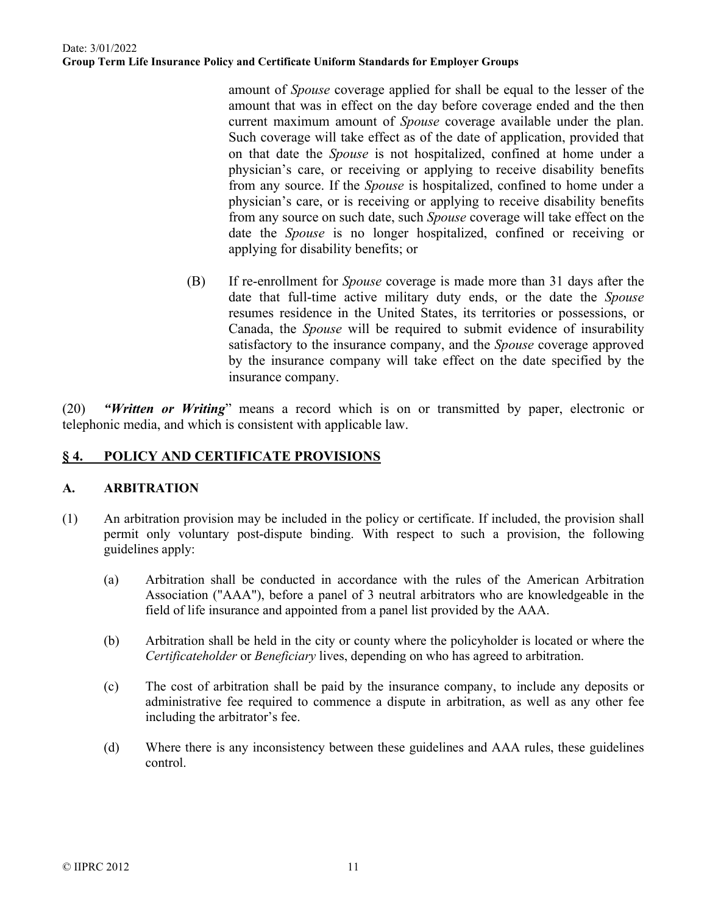amount of *Spouse* coverage applied for shall be equal to the lesser of the amount that was in effect on the day before coverage ended and the then current maximum amount of *Spouse* coverage available under the plan. Such coverage will take effect as of the date of application, provided that on that date the *Spouse* is not hospitalized, confined at home under a physician's care, or receiving or applying to receive disability benefits from any source. If the *Spouse* is hospitalized, confined to home under a physician's care, or is receiving or applying to receive disability benefits from any source on such date, such *Spouse* coverage will take effect on the date the *Spouse* is no longer hospitalized, confined or receiving or applying for disability benefits; or

(B) If re-enrollment for *Spouse* coverage is made more than 31 days after the date that full-time active military duty ends, or the date the *Spouse* resumes residence in the United States, its territories or possessions, or Canada, the *Spouse* will be required to submit evidence of insurability satisfactory to the insurance company, and the *Spouse* coverage approved by the insurance company will take effect on the date specified by the insurance company.

(20) ***"Written or Writing***" means a record which is on or transmitted by paper, electronic or telephonic media, and which is consistent with applicable law.

## § 4. POLICY AND CERTIFICATE PROVISIONS

### A. ARBITRATION

(1) An arbitration provision may be included in the policy or certificate. If included, the provision shall permit only voluntary post-dispute binding. With respect to such a provision, the following guidelines apply:

(a) Arbitration shall be conducted in accordance with the rules of the American Arbitration Association ("AAA"), before a panel of 3 neutral arbitrators who are knowledgeable in the field of life insurance and appointed from a panel list provided by the AAA.

(b) Arbitration shall be held in the city or county where the policyholder is located or where the *Certificateholder* or *Beneficiary* lives, depending on who has agreed to arbitration.

(c) The cost of arbitration shall be paid by the insurance company, to include any deposits or administrative fee required to commence a dispute in arbitration, as well as any other fee including the arbitrator's fee.

(d) Where there is any inconsistency between these guidelines and AAA rules, these guidelines control.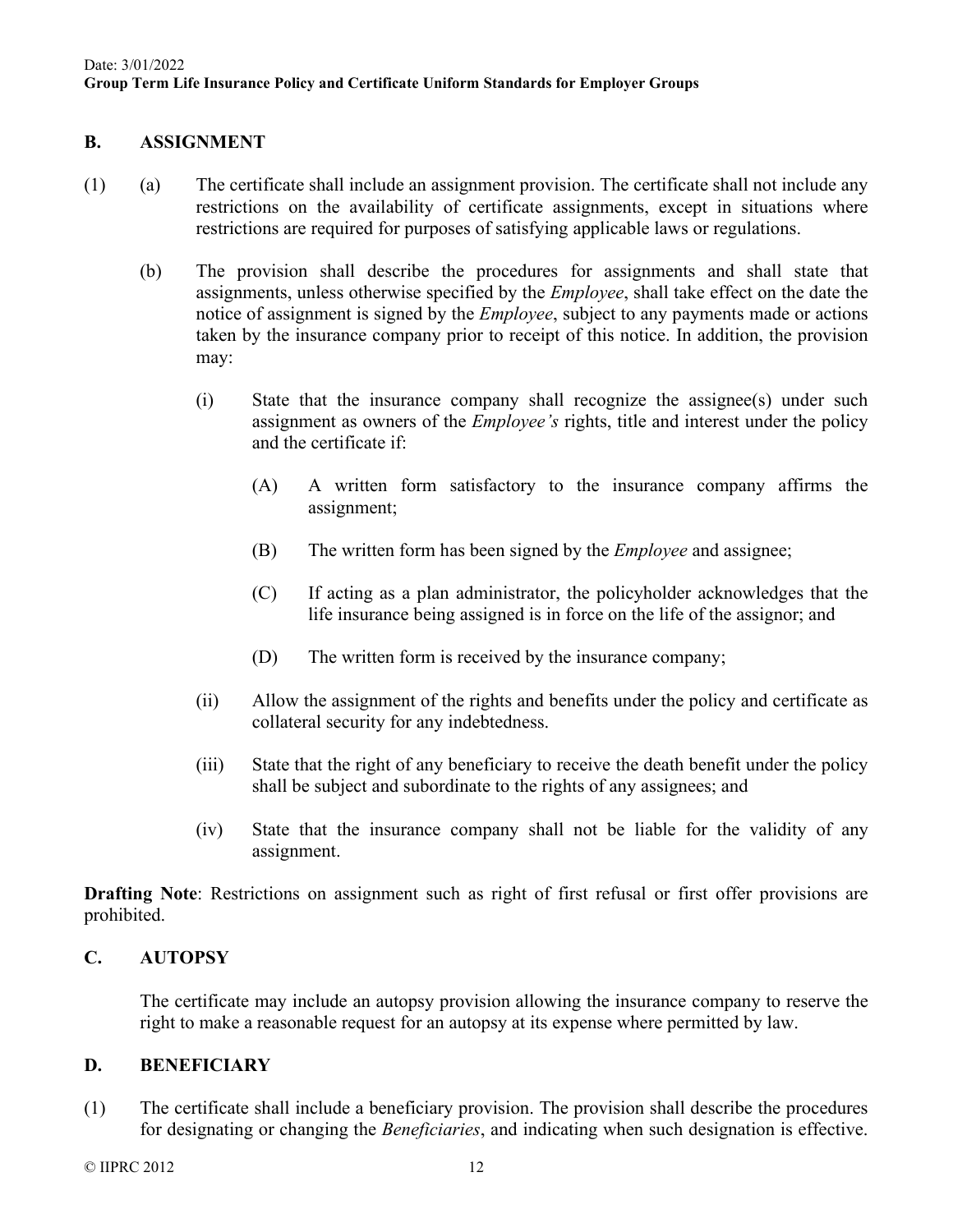## B. ASSIGNMENT

(1) (a) The certificate shall include an assignment provision. The certificate shall not include any restrictions on the availability of certificate assignments, except in situations where restrictions are required for purposes of satisfying applicable laws or regulations.

(b) The provision shall describe the procedures for assignments and shall state that assignments, unless otherwise specified by the *Employee*, shall take effect on the date the notice of assignment is signed by the *Employee*, subject to any payments made or actions taken by the insurance company prior to receipt of this notice. In addition, the provision may:

(i) State that the insurance company shall recognize the assignee(s) under such assignment as owners of the *Employee's* rights, title and interest under the policy and the certificate if:

(A) A written form satisfactory to the insurance company affirms the assignment;

(B) The written form has been signed by the *Employee* and assignee;

(C) If acting as a plan administrator, the policyholder acknowledges that the life insurance being assigned is in force on the life of the assignor; and

(D) The written form is received by the insurance company;

(ii) Allow the assignment of the rights and benefits under the policy and certificate as collateral security for any indebtedness.

(iii) State that the right of any beneficiary to receive the death benefit under the policy shall be subject and subordinate to the rights of any assignees; and

(iv) State that the insurance company shall not be liable for the validity of any assignment.

**Drafting Note**: Restrictions on assignment such as right of first refusal or first offer provisions are prohibited.

## C. AUTOPSY

The certificate may include an autopsy provision allowing the insurance company to reserve the right to make a reasonable request for an autopsy at its expense where permitted by law.

## D. BENEFICIARY

(1) The certificate shall include a beneficiary provision. The provision shall describe the procedures for designating or changing the *Beneficiaries*, and indicating when such designation is effective.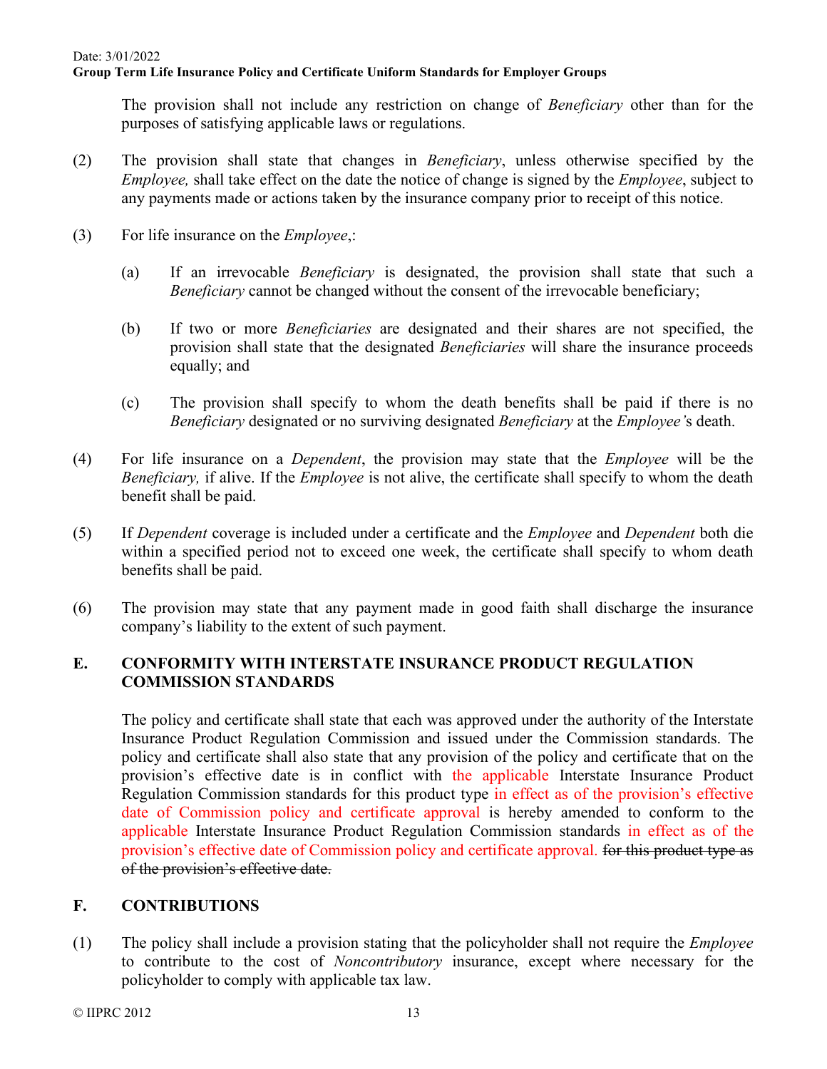The provision shall not include any restriction on change of *Beneficiary* other than for the purposes of satisfying applicable laws or regulations.

(2) The provision shall state that changes in *Beneficiary*, unless otherwise specified by the *Employee,* shall take effect on the date the notice of change is signed by the *Employee*, subject to any payments made or actions taken by the insurance company prior to receipt of this notice.

(3) For life insurance on the *Employee*,:

(a) If an irrevocable *Beneficiary* is designated, the provision shall state that such a *Beneficiary* cannot be changed without the consent of the irrevocable beneficiary;

(b) If two or more *Beneficiaries* are designated and their shares are not specified, the provision shall state that the designated *Beneficiaries* will share the insurance proceeds equally; and

(c) The provision shall specify to whom the death benefits shall be paid if there is no *Beneficiary* designated or no surviving designated *Beneficiary* at the *Employee'*s death.

(4) For life insurance on a *Dependent*, the provision may state that the *Employee* will be the *Beneficiary,* if alive. If the *Employee* is not alive, the certificate shall specify to whom the death benefit shall be paid.

(5) If *Dependent* coverage is included under a certificate and the *Employee* and *Dependent* both die within a specified period not to exceed one week, the certificate shall specify to whom death benefits shall be paid.

(6) The provision may state that any payment made in good faith shall discharge the insurance company's liability to the extent of such payment.

## E. CONFORMITY WITH INTERSTATE INSURANCE PRODUCT REGULATION COMMISSION STANDARDS

The policy and certificate shall state that each was approved under the authority of the Interstate Insurance Product Regulation Commission and issued under the Commission standards. The policy and certificate shall also state that any provision of the policy and certificate that on the provision's effective date is in conflict with the applicable Interstate Insurance Product Regulation Commission standards for this product type in effect as of the provision's effective date of Commission policy and certificate approval is hereby amended to conform to the applicable Interstate Insurance Product Regulation Commission standards in effect as of the provision's effective date of Commission policy and certificate approval. ~~for this product type as of the provision's effective date.~~

## F. CONTRIBUTIONS

(1) The policy shall include a provision stating that the policyholder shall not require the *Employee* to contribute to the cost of *Noncontributory* insurance, except where necessary for the policyholder to comply with applicable tax law.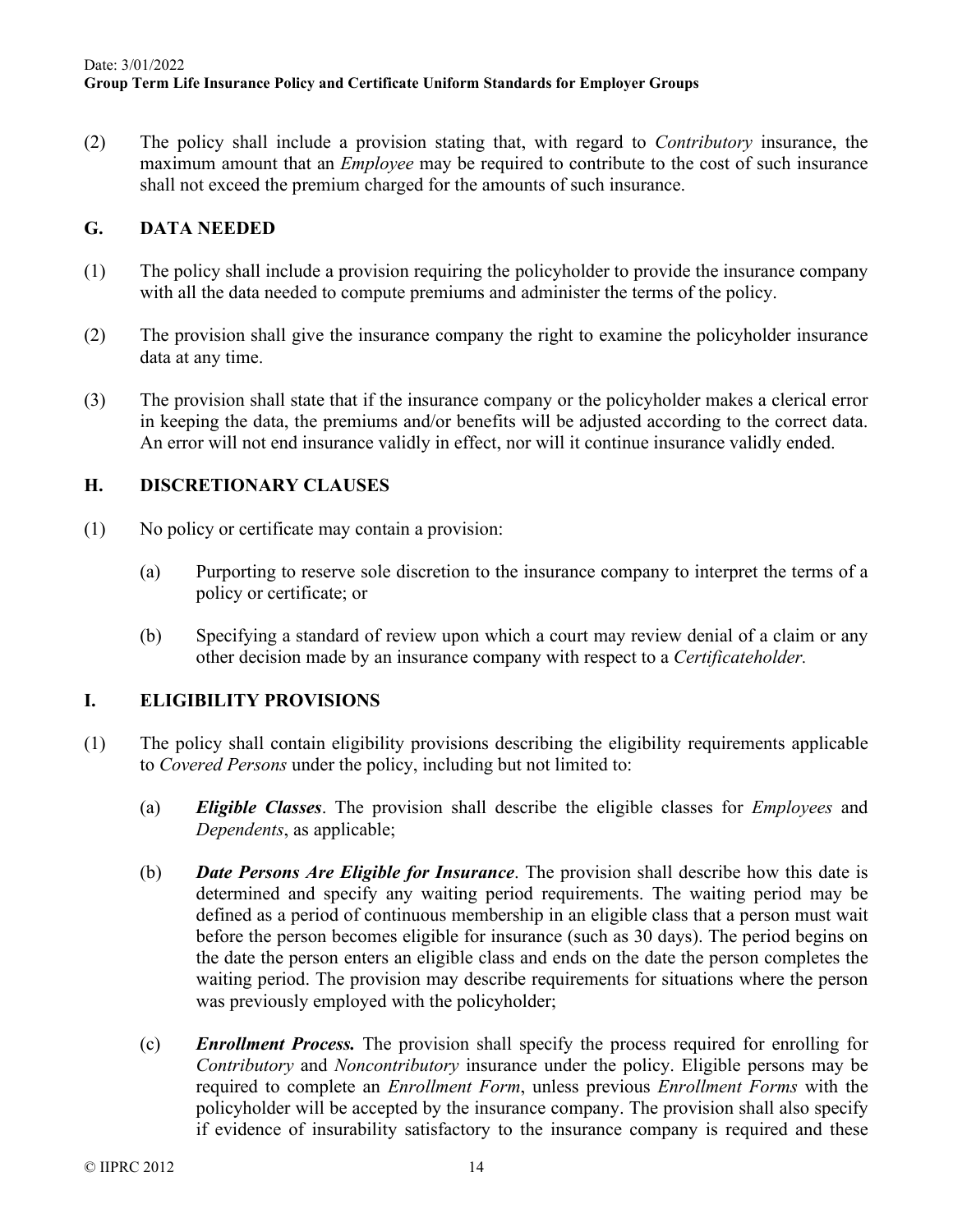(2) The policy shall include a provision stating that, with regard to *Contributory* insurance, the maximum amount that an *Employee* may be required to contribute to the cost of such insurance shall not exceed the premium charged for the amounts of such insurance.

## G. DATA NEEDED

(1) The policy shall include a provision requiring the policyholder to provide the insurance company with all the data needed to compute premiums and administer the terms of the policy.

(2) The provision shall give the insurance company the right to examine the policyholder insurance data at any time.

(3) The provision shall state that if the insurance company or the policyholder makes a clerical error in keeping the data, the premiums and/or benefits will be adjusted according to the correct data. An error will not end insurance validly in effect, nor will it continue insurance validly ended.

## H. DISCRETIONARY CLAUSES

(1) No policy or certificate may contain a provision:

   (a) Purporting to reserve sole discretion to the insurance company to interpret the terms of a policy or certificate; or

   (b) Specifying a standard of review upon which a court may review denial of a claim or any other decision made by an insurance company with respect to a *Certificateholder.*

## I. ELIGIBILITY PROVISIONS

(1) The policy shall contain eligibility provisions describing the eligibility requirements applicable to *Covered Persons* under the policy, including but not limited to:

   (a) ***Eligible Classes***. The provision shall describe the eligible classes for *Employees* and *Dependents*, as applicable;

   (b) ***Date Persons Are Eligible for Insurance***. The provision shall describe how this date is determined and specify any waiting period requirements. The waiting period may be defined as a period of continuous membership in an eligible class that a person must wait before the person becomes eligible for insurance (such as 30 days). The period begins on the date the person enters an eligible class and ends on the date the person completes the waiting period. The provision may describe requirements for situations where the person was previously employed with the policyholder;

   (c) ***Enrollment Process.*** The provision shall specify the process required for enrolling for *Contributory* and *Noncontributory* insurance under the policy. Eligible persons may be required to complete an *Enrollment Form*, unless previous *Enrollment Forms* with the policyholder will be accepted by the insurance company. The provision shall also specify if evidence of insurability satisfactory to the insurance company is required and these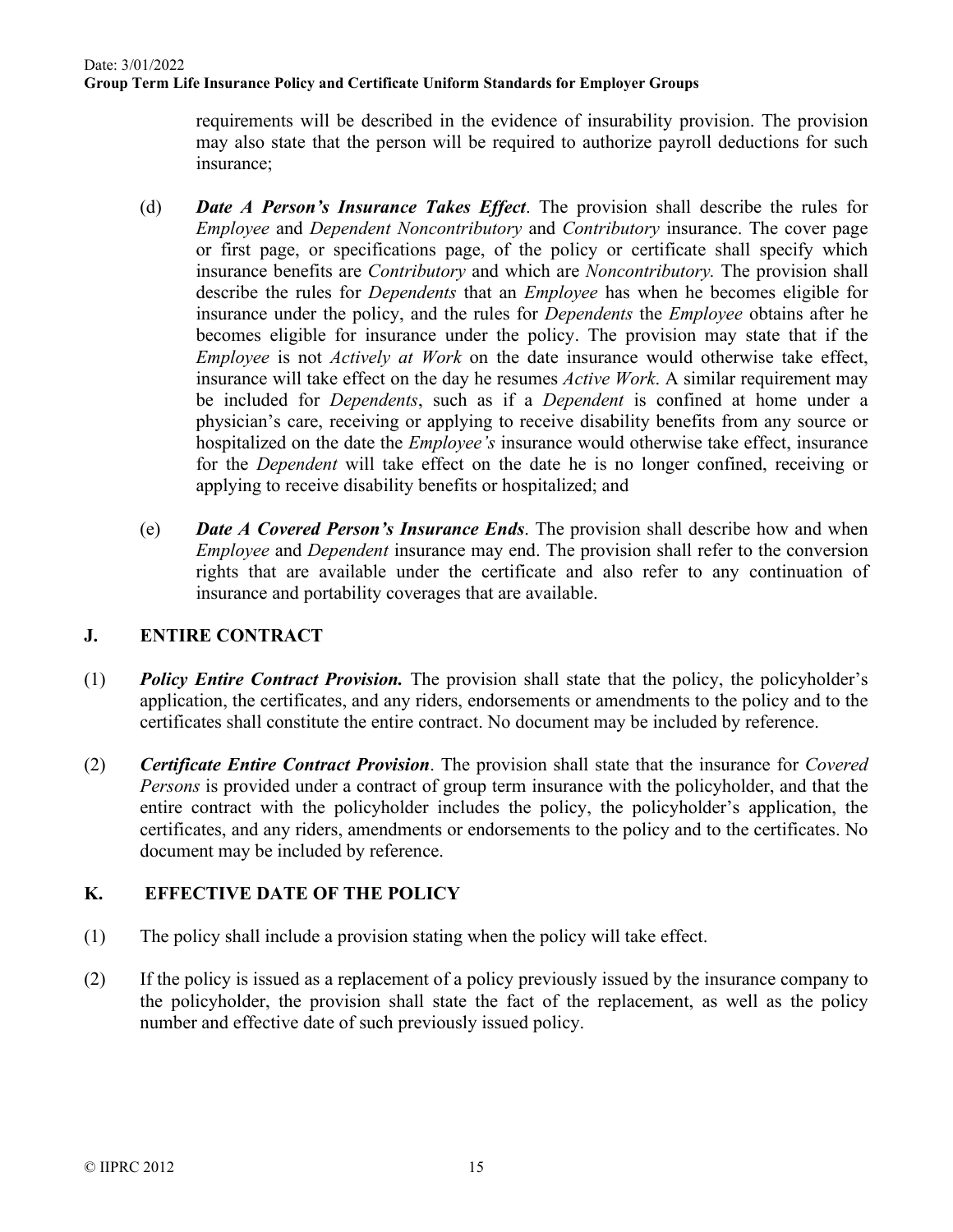requirements will be described in the evidence of insurability provision. The provision may also state that the person will be required to authorize payroll deductions for such insurance;

(d) ***Date A Person's Insurance Takes Effect***. The provision shall describe the rules for *Employee* and *Dependent Noncontributory* and *Contributory* insurance. The cover page or first page, or specifications page, of the policy or certificate shall specify which insurance benefits are *Contributory* and which are *Noncontributory.* The provision shall describe the rules for *Dependents* that an *Employee* has when he becomes eligible for insurance under the policy, and the rules for *Dependents* the *Employee* obtains after he becomes eligible for insurance under the policy. The provision may state that if the *Employee* is not *Actively at Work* on the date insurance would otherwise take effect, insurance will take effect on the day he resumes *Active Work*. A similar requirement may be included for *Dependents*, such as if a *Dependent* is confined at home under a physician's care, receiving or applying to receive disability benefits from any source or hospitalized on the date the *Employee's* insurance would otherwise take effect, insurance for the *Dependent* will take effect on the date he is no longer confined, receiving or applying to receive disability benefits or hospitalized; and

(e) ***Date A Covered Person's Insurance Ends***. The provision shall describe how and when *Employee* and *Dependent* insurance may end. The provision shall refer to the conversion rights that are available under the certificate and also refer to any continuation of insurance and portability coverages that are available.

## J. ENTIRE CONTRACT

(1) ***Policy Entire Contract Provision.*** The provision shall state that the policy, the policyholder's application, the certificates, and any riders, endorsements or amendments to the policy and to the certificates shall constitute the entire contract. No document may be included by reference.

(2) ***Certificate Entire Contract Provision***. The provision shall state that the insurance for *Covered Persons* is provided under a contract of group term insurance with the policyholder, and that the entire contract with the policyholder includes the policy, the policyholder's application, the certificates, and any riders, amendments or endorsements to the policy and to the certificates. No document may be included by reference.

## K. EFFECTIVE DATE OF THE POLICY

(1) The policy shall include a provision stating when the policy will take effect.

(2) If the policy is issued as a replacement of a policy previously issued by the insurance company to the policyholder, the provision shall state the fact of the replacement, as well as the policy number and effective date of such previously issued policy.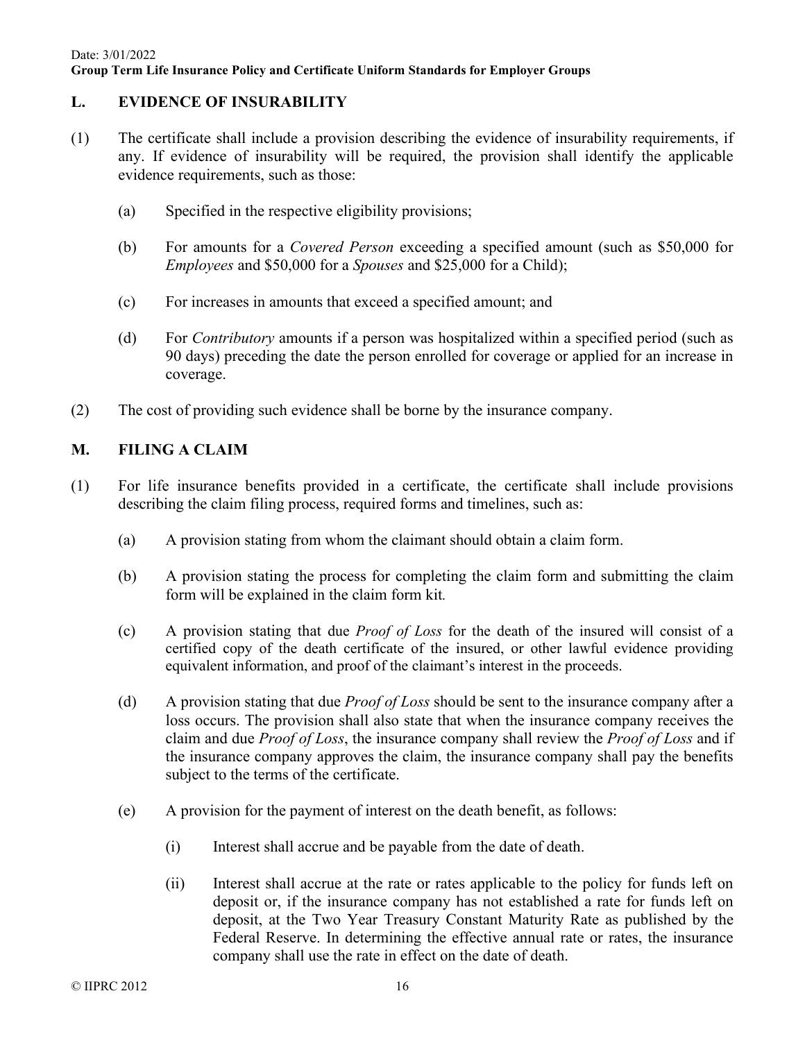## L. EVIDENCE OF INSURABILITY

(1) The certificate shall include a provision describing the evidence of insurability requirements, if any. If evidence of insurability will be required, the provision shall identify the applicable evidence requirements, such as those:

   (a) Specified in the respective eligibility provisions;

   (b) For amounts for a *Covered Person* exceeding a specified amount (such as $50,000 for *Employees* and $50,000 for a *Spouses* and $25,000 for a Child);

   (c) For increases in amounts that exceed a specified amount; and

   (d) For *Contributory* amounts if a person was hospitalized within a specified period (such as 90 days) preceding the date the person enrolled for coverage or applied for an increase in coverage.

(2) The cost of providing such evidence shall be borne by the insurance company.

## M. FILING A CLAIM

(1) For life insurance benefits provided in a certificate, the certificate shall include provisions describing the claim filing process, required forms and timelines, such as:

   (a) A provision stating from whom the claimant should obtain a claim form.

   (b) A provision stating the process for completing the claim form and submitting the claim form will be explained in the claim form kit.

   (c) A provision stating that due *Proof of Loss* for the death of the insured will consist of a certified copy of the death certificate of the insured, or other lawful evidence providing equivalent information, and proof of the claimant's interest in the proceeds.

   (d) A provision stating that due *Proof of Loss* should be sent to the insurance company after a loss occurs. The provision shall also state that when the insurance company receives the claim and due *Proof of Loss*, the insurance company shall review the *Proof of Loss* and if the insurance company approves the claim, the insurance company shall pay the benefits subject to the terms of the certificate.

   (e) A provision for the payment of interest on the death benefit, as follows:

      (i) Interest shall accrue and be payable from the date of death.

      (ii) Interest shall accrue at the rate or rates applicable to the policy for funds left on deposit or, if the insurance company has not established a rate for funds left on deposit, at the Two Year Treasury Constant Maturity Rate as published by the Federal Reserve. In determining the effective annual rate or rates, the insurance company shall use the rate in effect on the date of death.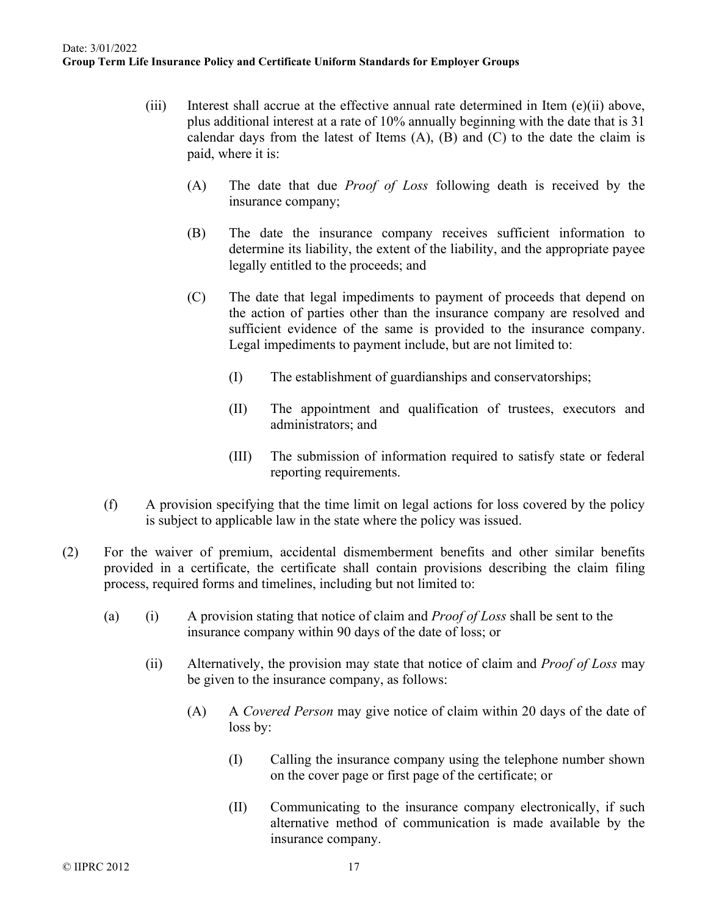(iii) Interest shall accrue at the effective annual rate determined in Item (e)(ii) above, plus additional interest at a rate of 10% annually beginning with the date that is 31 calendar days from the latest of Items (A), (B) and (C) to the date the claim is paid, where it is:

(A) The date that due *Proof of Loss* following death is received by the insurance company;

(B) The date the insurance company receives sufficient information to determine its liability, the extent of the liability, and the appropriate payee legally entitled to the proceeds; and

(C) The date that legal impediments to payment of proceeds that depend on the action of parties other than the insurance company are resolved and sufficient evidence of the same is provided to the insurance company. Legal impediments to payment include, but are not limited to:

(I) The establishment of guardianships and conservatorships;

(II) The appointment and qualification of trustees, executors and administrators; and

(III) The submission of information required to satisfy state or federal reporting requirements.

(f) A provision specifying that the time limit on legal actions for loss covered by the policy is subject to applicable law in the state where the policy was issued.

(2) For the waiver of premium, accidental dismemberment benefits and other similar benefits provided in a certificate, the certificate shall contain provisions describing the claim filing process, required forms and timelines, including but not limited to:

(a) (i) A provision stating that notice of claim and *Proof of Loss* shall be sent to the insurance company within 90 days of the date of loss; or

(ii) Alternatively, the provision may state that notice of claim and *Proof of Loss* may be given to the insurance company, as follows:

(A) A *Covered Person* may give notice of claim within 20 days of the date of loss by:

(I) Calling the insurance company using the telephone number shown on the cover page or first page of the certificate; or

(II) Communicating to the insurance company electronically, if such alternative method of communication is made available by the insurance company.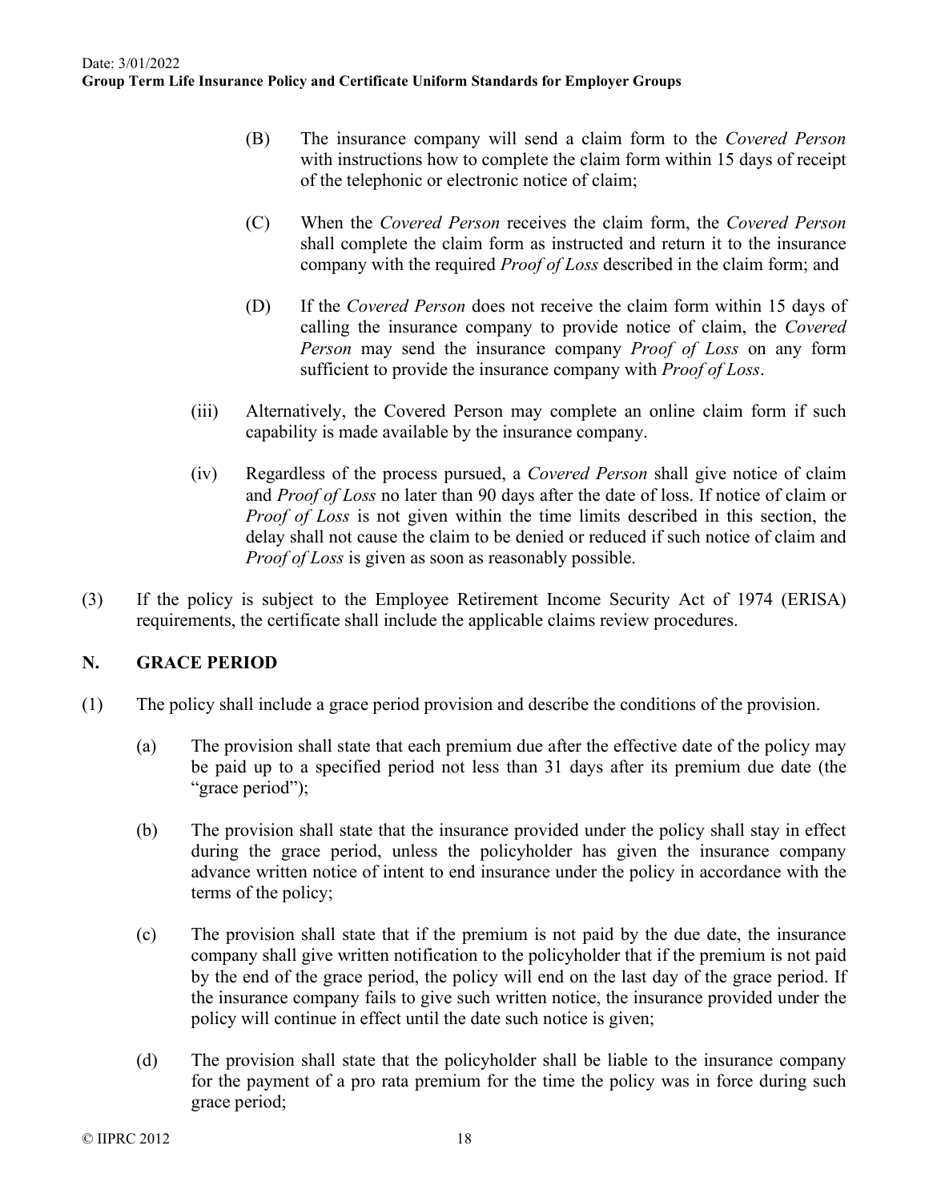(B) The insurance company will send a claim form to the *Covered Person* with instructions how to complete the claim form within 15 days of receipt of the telephonic or electronic notice of claim;

(C) When the *Covered Person* receives the claim form, the *Covered Person* shall complete the claim form as instructed and return it to the insurance company with the required *Proof of Loss* described in the claim form; and

(D) If the *Covered Person* does not receive the claim form within 15 days of calling the insurance company to provide notice of claim, the *Covered Person* may send the insurance company *Proof of Loss* on any form sufficient to provide the insurance company with *Proof of Loss*.

(iii) Alternatively, the Covered Person may complete an online claim form if such capability is made available by the insurance company.

(iv) Regardless of the process pursued, a *Covered Person* shall give notice of claim and *Proof of Loss* no later than 90 days after the date of loss. If notice of claim or *Proof of Loss* is not given within the time limits described in this section, the delay shall not cause the claim to be denied or reduced if such notice of claim and *Proof of Loss* is given as soon as reasonably possible.

(3) If the policy is subject to the Employee Retirement Income Security Act of 1974 (ERISA) requirements, the certificate shall include the applicable claims review procedures.

## N. GRACE PERIOD

(1) The policy shall include a grace period provision and describe the conditions of the provision.

(a) The provision shall state that each premium due after the effective date of the policy may be paid up to a specified period not less than 31 days after its premium due date (the "grace period");

(b) The provision shall state that the insurance provided under the policy shall stay in effect during the grace period, unless the policyholder has given the insurance company advance written notice of intent to end insurance under the policy in accordance with the terms of the policy;

(c) The provision shall state that if the premium is not paid by the due date, the insurance company shall give written notification to the policyholder that if the premium is not paid by the end of the grace period, the policy will end on the last day of the grace period. If the insurance company fails to give such written notice, the insurance provided under the policy will continue in effect until the date such notice is given;

(d) The provision shall state that the policyholder shall be liable to the insurance company for the payment of a pro rata premium for the time the policy was in force during such grace period;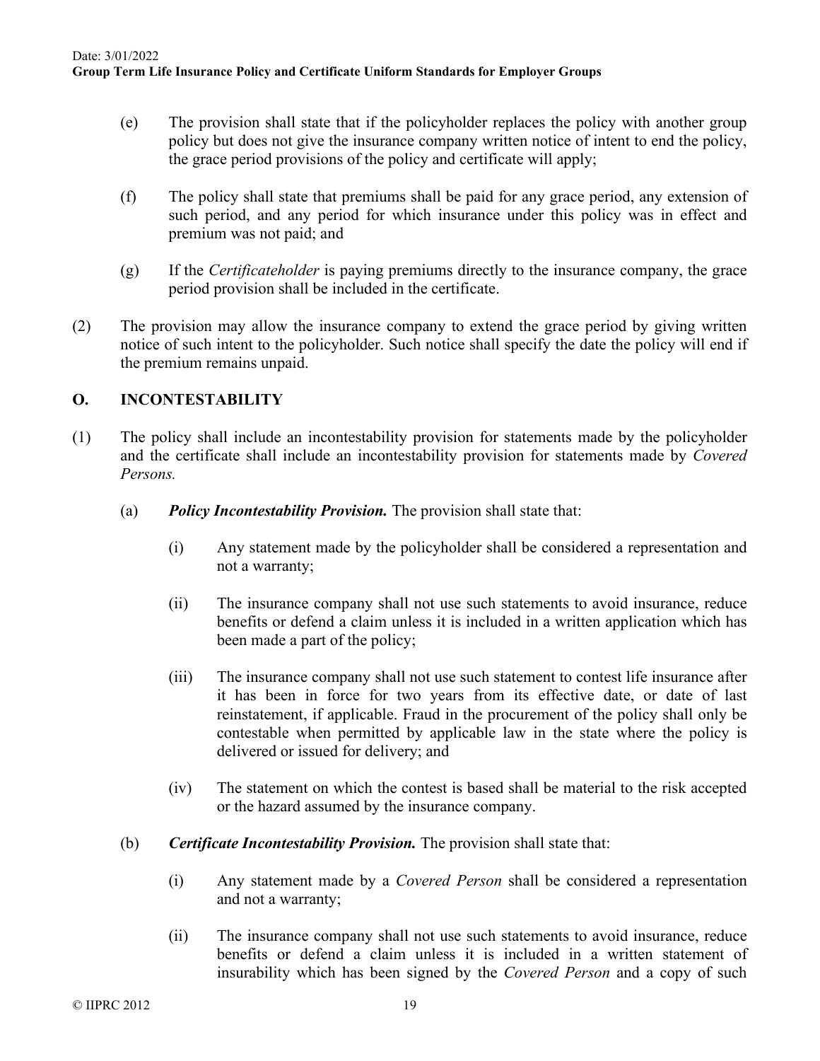(e) The provision shall state that if the policyholder replaces the policy with another group policy but does not give the insurance company written notice of intent to end the policy, the grace period provisions of the policy and certificate will apply;

(f) The policy shall state that premiums shall be paid for any grace period, any extension of such period, and any period for which insurance under this policy was in effect and premium was not paid; and

(g) If the *Certificateholder* is paying premiums directly to the insurance company, the grace period provision shall be included in the certificate.

(2) The provision may allow the insurance company to extend the grace period by giving written notice of such intent to the policyholder. Such notice shall specify the date the policy will end if the premium remains unpaid.

## O. INCONTESTABILITY

(1) The policy shall include an incontestability provision for statements made by the policyholder and the certificate shall include an incontestability provision for statements made by *Covered Persons.*

(a) ***Policy Incontestability Provision.*** The provision shall state that:

(i) Any statement made by the policyholder shall be considered a representation and not a warranty;

(ii) The insurance company shall not use such statements to avoid insurance, reduce benefits or defend a claim unless it is included in a written application which has been made a part of the policy;

(iii) The insurance company shall not use such statement to contest life insurance after it has been in force for two years from its effective date, or date of last reinstatement, if applicable. Fraud in the procurement of the policy shall only be contestable when permitted by applicable law in the state where the policy is delivered or issued for delivery; and

(iv) The statement on which the contest is based shall be material to the risk accepted or the hazard assumed by the insurance company.

(b) ***Certificate Incontestability Provision.*** The provision shall state that:

(i) Any statement made by a *Covered Person* shall be considered a representation and not a warranty;

(ii) The insurance company shall not use such statements to avoid insurance, reduce benefits or defend a claim unless it is included in a written statement of insurability which has been signed by the *Covered Person* and a copy of such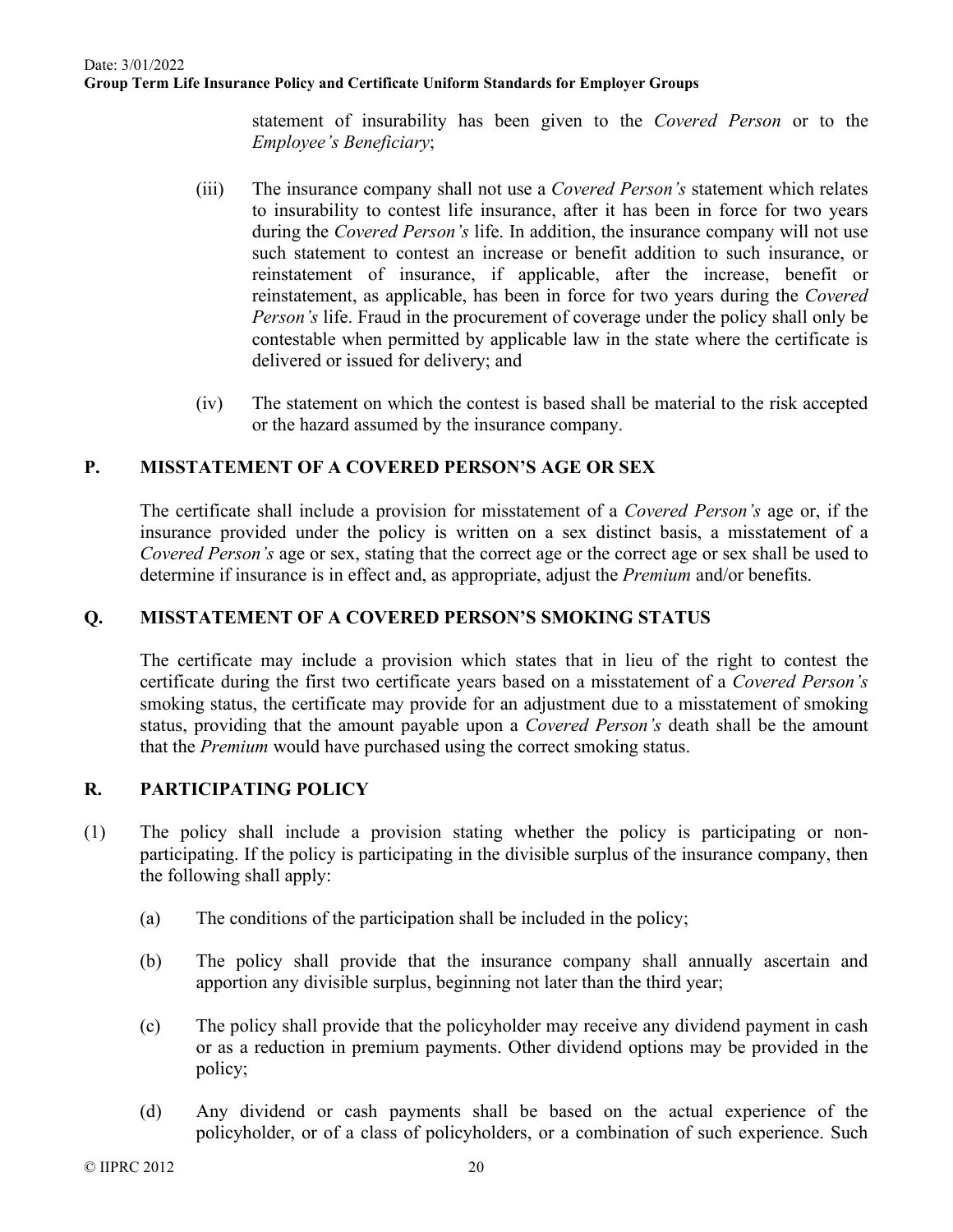statement of insurability has been given to the *Covered Person* or to the *Employee's Beneficiary*;

(iii) The insurance company shall not use a *Covered Person's* statement which relates to insurability to contest life insurance, after it has been in force for two years during the *Covered Person's* life. In addition, the insurance company will not use such statement to contest an increase or benefit addition to such insurance, or reinstatement of insurance, if applicable, after the increase, benefit or reinstatement, as applicable, has been in force for two years during the *Covered Person's* life. Fraud in the procurement of coverage under the policy shall only be contestable when permitted by applicable law in the state where the certificate is delivered or issued for delivery; and

(iv) The statement on which the contest is based shall be material to the risk accepted or the hazard assumed by the insurance company.

## P. MISSTATEMENT OF A COVERED PERSON'S AGE OR SEX

The certificate shall include a provision for misstatement of a *Covered Person's* age or, if the insurance provided under the policy is written on a sex distinct basis, a misstatement of a *Covered Person's* age or sex, stating that the correct age or the correct age or sex shall be used to determine if insurance is in effect and, as appropriate, adjust the *Premium* and/or benefits.

## Q. MISSTATEMENT OF A COVERED PERSON'S SMOKING STATUS

The certificate may include a provision which states that in lieu of the right to contest the certificate during the first two certificate years based on a misstatement of a *Covered Person's* smoking status, the certificate may provide for an adjustment due to a misstatement of smoking status, providing that the amount payable upon a *Covered Person's* death shall be the amount that the *Premium* would have purchased using the correct smoking status.

## R. PARTICIPATING POLICY

(1) The policy shall include a provision stating whether the policy is participating or non-participating. If the policy is participating in the divisible surplus of the insurance company, then the following shall apply:

(a) The conditions of the participation shall be included in the policy;

(b) The policy shall provide that the insurance company shall annually ascertain and apportion any divisible surplus, beginning not later than the third year;

(c) The policy shall provide that the policyholder may receive any dividend payment in cash or as a reduction in premium payments. Other dividend options may be provided in the policy;

(d) Any dividend or cash payments shall be based on the actual experience of the policyholder, or of a class of policyholders, or a combination of such experience. Such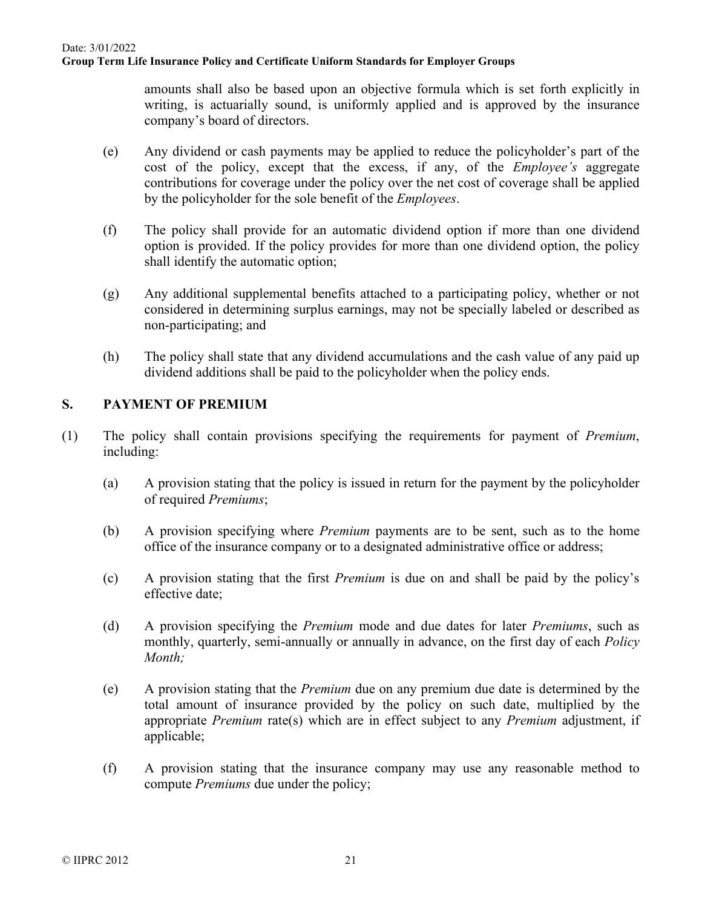amounts shall also be based upon an objective formula which is set forth explicitly in writing, is actuarially sound, is uniformly applied and is approved by the insurance company's board of directors.

(e) Any dividend or cash payments may be applied to reduce the policyholder's part of the cost of the policy, except that the excess, if any, of the *Employee's* aggregate contributions for coverage under the policy over the net cost of coverage shall be applied by the policyholder for the sole benefit of the *Employees*.

(f) The policy shall provide for an automatic dividend option if more than one dividend option is provided. If the policy provides for more than one dividend option, the policy shall identify the automatic option;

(g) Any additional supplemental benefits attached to a participating policy, whether or not considered in determining surplus earnings, may not be specially labeled or described as non-participating; and

(h) The policy shall state that any dividend accumulations and the cash value of any paid up dividend additions shall be paid to the policyholder when the policy ends.

## S. PAYMENT OF PREMIUM

(1) The policy shall contain provisions specifying the requirements for payment of *Premium*, including:

(a) A provision stating that the policy is issued in return for the payment by the policyholder of required *Premiums*;

(b) A provision specifying where *Premium* payments are to be sent, such as to the home office of the insurance company or to a designated administrative office or address;

(c) A provision stating that the first *Premium* is due on and shall be paid by the policy's effective date;

(d) A provision specifying the *Premium* mode and due dates for later *Premiums*, such as monthly, quarterly, semi-annually or annually in advance, on the first day of each *Policy Month;*

(e) A provision stating that the *Premium* due on any premium due date is determined by the total amount of insurance provided by the policy on such date, multiplied by the appropriate *Premium* rate(s) which are in effect subject to any *Premium* adjustment, if applicable;

(f) A provision stating that the insurance company may use any reasonable method to compute *Premiums* due under the policy;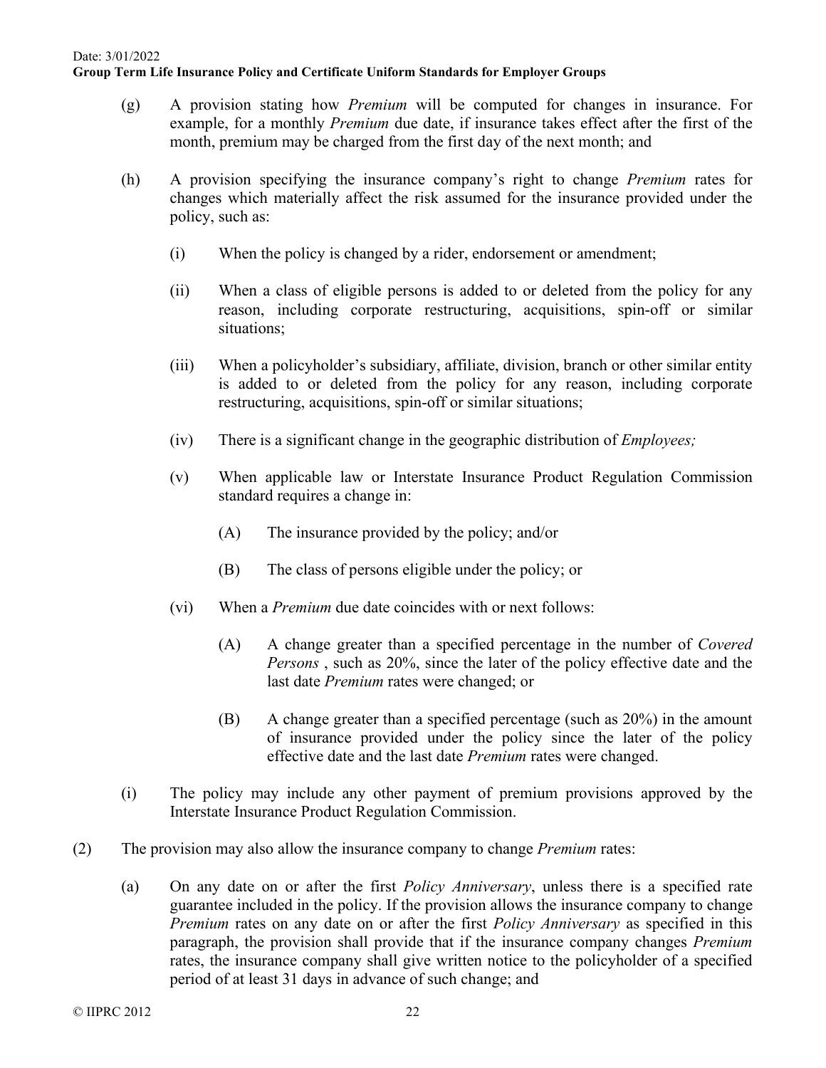(g) A provision stating how *Premium* will be computed for changes in insurance. For example, for a monthly *Premium* due date, if insurance takes effect after the first of the month, premium may be charged from the first day of the next month; and

(h) A provision specifying the insurance company's right to change *Premium* rates for changes which materially affect the risk assumed for the insurance provided under the policy, such as:

(i) When the policy is changed by a rider, endorsement or amendment;

(ii) When a class of eligible persons is added to or deleted from the policy for any reason, including corporate restructuring, acquisitions, spin-off or similar situations;

(iii) When a policyholder's subsidiary, affiliate, division, branch or other similar entity is added to or deleted from the policy for any reason, including corporate restructuring, acquisitions, spin-off or similar situations;

(iv) There is a significant change in the geographic distribution of *Employees;*

(v) When applicable law or Interstate Insurance Product Regulation Commission standard requires a change in:

(A) The insurance provided by the policy; and/or

(B) The class of persons eligible under the policy; or

(vi) When a *Premium* due date coincides with or next follows:

(A) A change greater than a specified percentage in the number of *Covered Persons* , such as 20%, since the later of the policy effective date and the last date *Premium* rates were changed; or

(B) A change greater than a specified percentage (such as 20%) in the amount of insurance provided under the policy since the later of the policy effective date and the last date *Premium* rates were changed.

(i) The policy may include any other payment of premium provisions approved by the Interstate Insurance Product Regulation Commission.

(2) The provision may also allow the insurance company to change *Premium* rates:

(a) On any date on or after the first *Policy Anniversary*, unless there is a specified rate guarantee included in the policy. If the provision allows the insurance company to change *Premium* rates on any date on or after the first *Policy Anniversary* as specified in this paragraph, the provision shall provide that if the insurance company changes *Premium* rates, the insurance company shall give written notice to the policyholder of a specified period of at least 31 days in advance of such change; and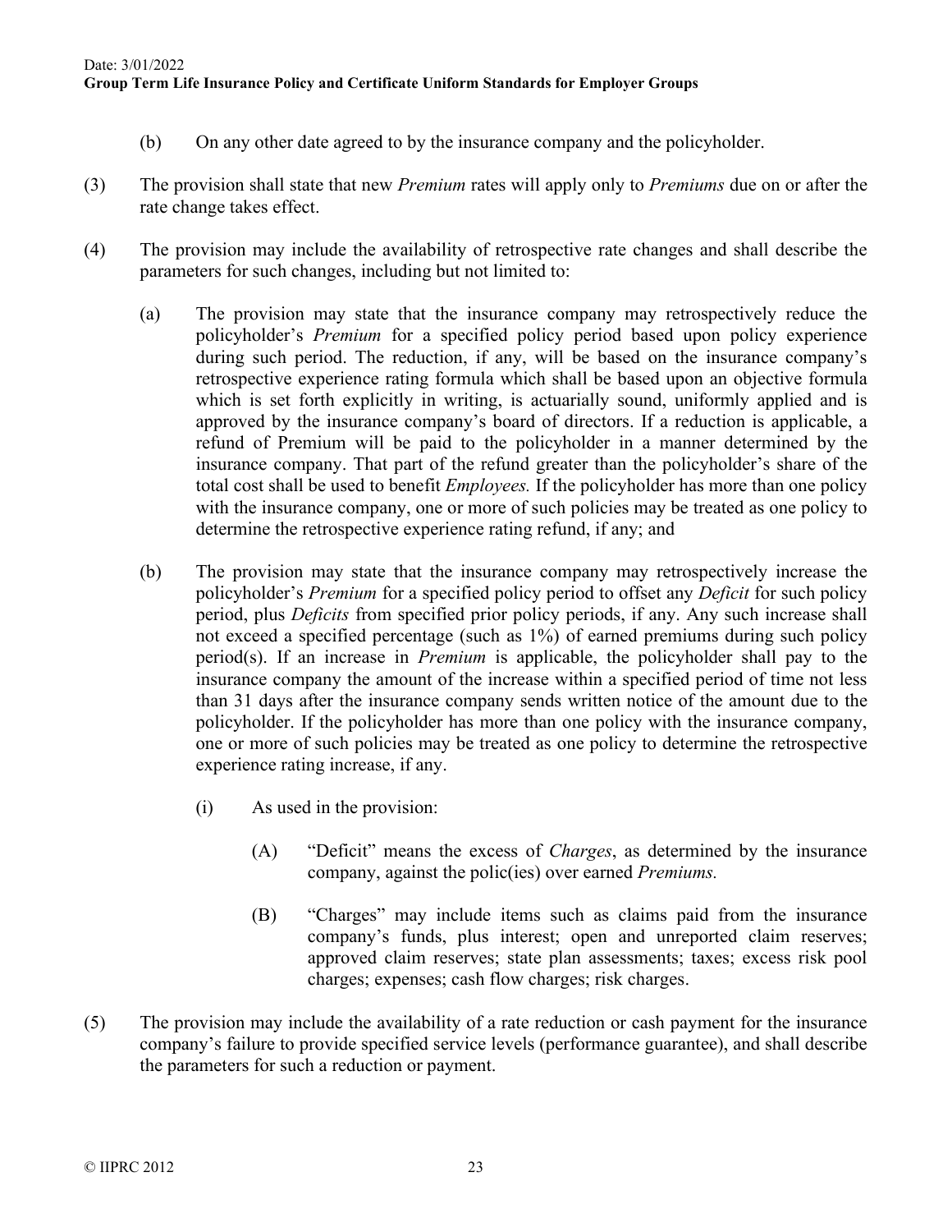(b) On any other date agreed to by the insurance company and the policyholder.

(3) The provision shall state that new *Premium* rates will apply only to *Premiums* due on or after the rate change takes effect.

(4) The provision may include the availability of retrospective rate changes and shall describe the parameters for such changes, including but not limited to:

(a) The provision may state that the insurance company may retrospectively reduce the policyholder's *Premium* for a specified policy period based upon policy experience during such period. The reduction, if any, will be based on the insurance company's retrospective experience rating formula which shall be based upon an objective formula which is set forth explicitly in writing, is actuarially sound, uniformly applied and is approved by the insurance company's board of directors. If a reduction is applicable, a refund of Premium will be paid to the policyholder in a manner determined by the insurance company. That part of the refund greater than the policyholder's share of the total cost shall be used to benefit *Employees.* If the policyholder has more than one policy with the insurance company, one or more of such policies may be treated as one policy to determine the retrospective experience rating refund, if any; and

(b) The provision may state that the insurance company may retrospectively increase the policyholder's *Premium* for a specified policy period to offset any *Deficit* for such policy period, plus *Deficits* from specified prior policy periods, if any. Any such increase shall not exceed a specified percentage (such as 1%) of earned premiums during such policy period(s). If an increase in *Premium* is applicable, the policyholder shall pay to the insurance company the amount of the increase within a specified period of time not less than 31 days after the insurance company sends written notice of the amount due to the policyholder. If the policyholder has more than one policy with the insurance company, one or more of such policies may be treated as one policy to determine the retrospective experience rating increase, if any.

(i) As used in the provision:

(A) "Deficit" means the excess of *Charges*, as determined by the insurance company, against the polic(ies) over earned *Premiums.*

(B) "Charges" may include items such as claims paid from the insurance company's funds, plus interest; open and unreported claim reserves; approved claim reserves; state plan assessments; taxes; excess risk pool charges; expenses; cash flow charges; risk charges.

(5) The provision may include the availability of a rate reduction or cash payment for the insurance company's failure to provide specified service levels (performance guarantee), and shall describe the parameters for such a reduction or payment.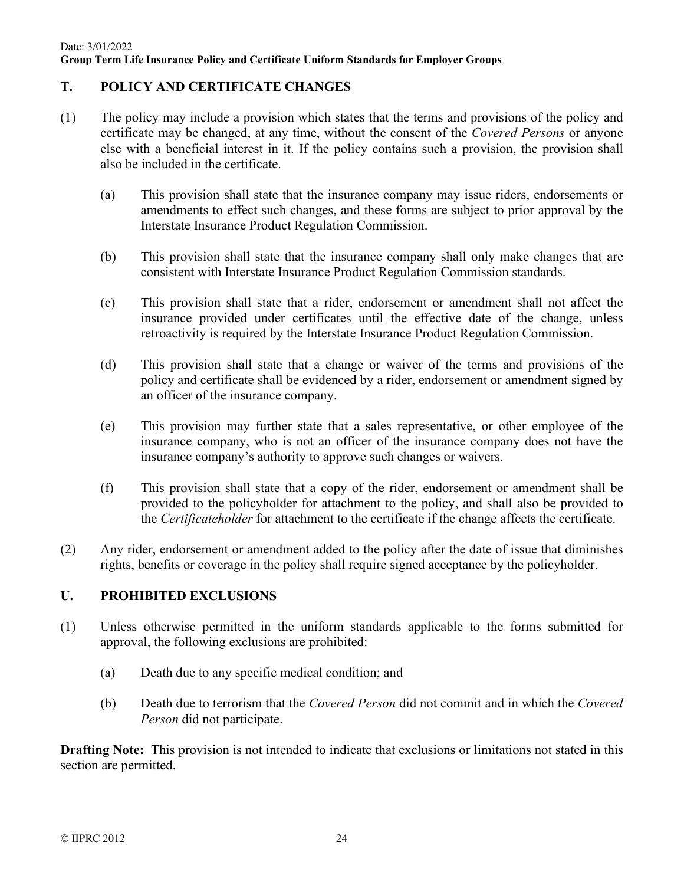## T. POLICY AND CERTIFICATE CHANGES

(1) The policy may include a provision which states that the terms and provisions of the policy and certificate may be changed, at any time, without the consent of the *Covered Persons* or anyone else with a beneficial interest in it. If the policy contains such a provision, the provision shall also be included in the certificate.

(a) This provision shall state that the insurance company may issue riders, endorsements or amendments to effect such changes, and these forms are subject to prior approval by the Interstate Insurance Product Regulation Commission.

(b) This provision shall state that the insurance company shall only make changes that are consistent with Interstate Insurance Product Regulation Commission standards.

(c) This provision shall state that a rider, endorsement or amendment shall not affect the insurance provided under certificates until the effective date of the change, unless retroactivity is required by the Interstate Insurance Product Regulation Commission.

(d) This provision shall state that a change or waiver of the terms and provisions of the policy and certificate shall be evidenced by a rider, endorsement or amendment signed by an officer of the insurance company.

(e) This provision may further state that a sales representative, or other employee of the insurance company, who is not an officer of the insurance company does not have the insurance company's authority to approve such changes or waivers.

(f) This provision shall state that a copy of the rider, endorsement or amendment shall be provided to the policyholder for attachment to the policy, and shall also be provided to the *Certificateholder* for attachment to the certificate if the change affects the certificate.

(2) Any rider, endorsement or amendment added to the policy after the date of issue that diminishes rights, benefits or coverage in the policy shall require signed acceptance by the policyholder.

## U. PROHIBITED EXCLUSIONS

(1) Unless otherwise permitted in the uniform standards applicable to the forms submitted for approval, the following exclusions are prohibited:

(a) Death due to any specific medical condition; and

(b) Death due to terrorism that the *Covered Person* did not commit and in which the *Covered Person* did not participate.

**Drafting Note:** This provision is not intended to indicate that exclusions or limitations not stated in this section are permitted.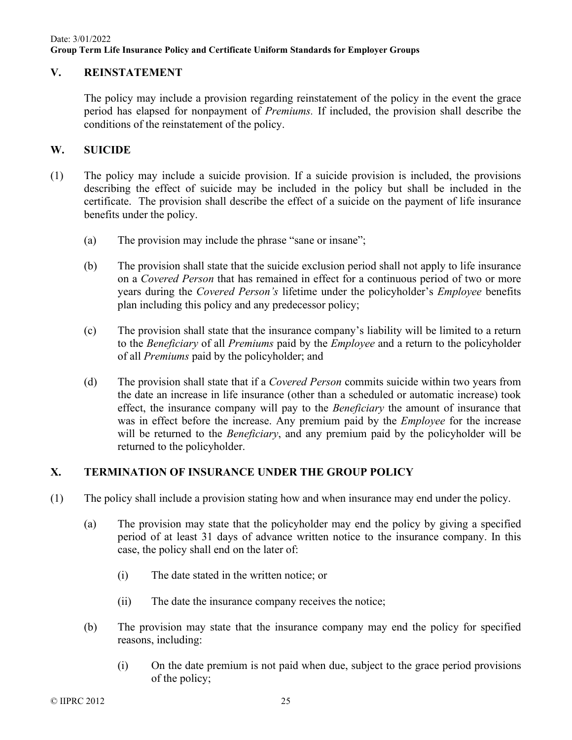## V. REINSTATEMENT

The policy may include a provision regarding reinstatement of the policy in the event the grace period has elapsed for nonpayment of *Premiums.* If included, the provision shall describe the conditions of the reinstatement of the policy.

## W. SUICIDE

(1) The policy may include a suicide provision. If a suicide provision is included, the provisions describing the effect of suicide may be included in the policy but shall be included in the certificate. The provision shall describe the effect of a suicide on the payment of life insurance benefits under the policy.

   (a) The provision may include the phrase "sane or insane";

   (b) The provision shall state that the suicide exclusion period shall not apply to life insurance on a *Covered Person* that has remained in effect for a continuous period of two or more years during the *Covered Person's* lifetime under the policyholder's *Employee* benefits plan including this policy and any predecessor policy;

   (c) The provision shall state that the insurance company's liability will be limited to a return to the *Beneficiary* of all *Premiums* paid by the *Employee* and a return to the policyholder of all *Premiums* paid by the policyholder; and

   (d) The provision shall state that if a *Covered Person* commits suicide within two years from the date an increase in life insurance (other than a scheduled or automatic increase) took effect, the insurance company will pay to the *Beneficiary* the amount of insurance that was in effect before the increase. Any premium paid by the *Employee* for the increase will be returned to the *Beneficiary*, and any premium paid by the policyholder will be returned to the policyholder.

## X. TERMINATION OF INSURANCE UNDER THE GROUP POLICY

(1) The policy shall include a provision stating how and when insurance may end under the policy.

   (a) The provision may state that the policyholder may end the policy by giving a specified period of at least 31 days of advance written notice to the insurance company. In this case, the policy shall end on the later of:

      (i) The date stated in the written notice; or

      (ii) The date the insurance company receives the notice;

   (b) The provision may state that the insurance company may end the policy for specified reasons, including:

      (i) On the date premium is not paid when due, subject to the grace period provisions of the policy;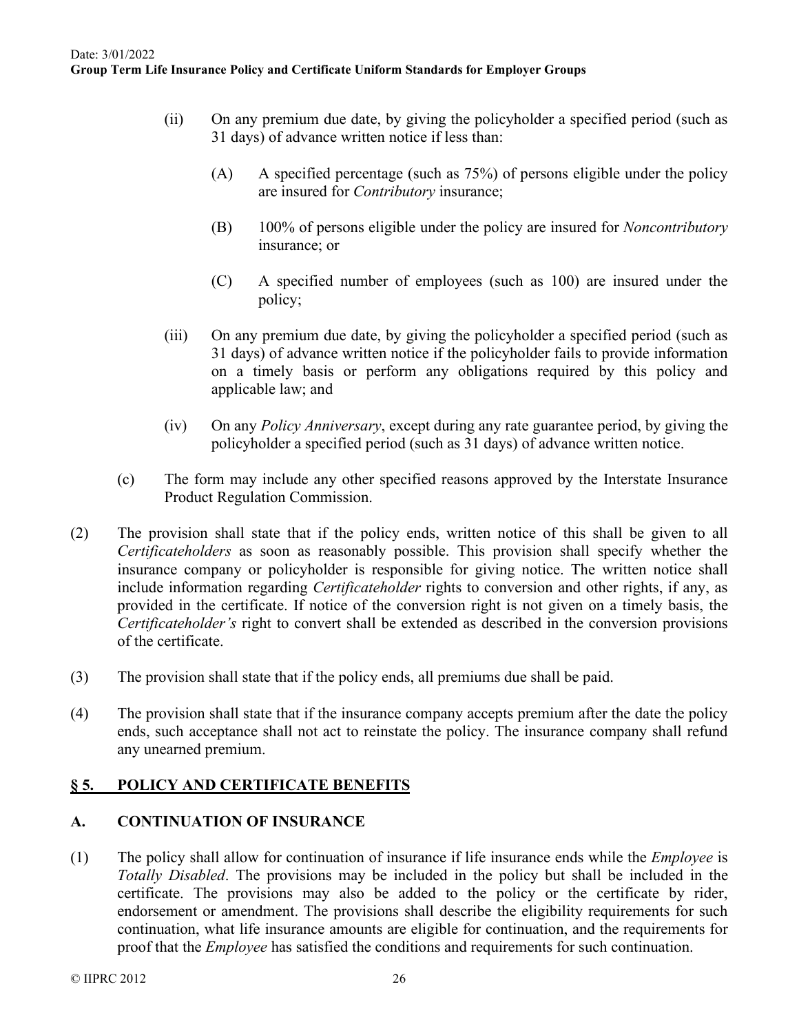(ii) On any premium due date, by giving the policyholder a specified period (such as 31 days) of advance written notice if less than:

(A) A specified percentage (such as 75%) of persons eligible under the policy are insured for *Contributory* insurance;

(B) 100% of persons eligible under the policy are insured for *Noncontributory* insurance; or

(C) A specified number of employees (such as 100) are insured under the policy;

(iii) On any premium due date, by giving the policyholder a specified period (such as 31 days) of advance written notice if the policyholder fails to provide information on a timely basis or perform any obligations required by this policy and applicable law; and

(iv) On any *Policy Anniversary*, except during any rate guarantee period, by giving the policyholder a specified period (such as 31 days) of advance written notice.

(c) The form may include any other specified reasons approved by the Interstate Insurance Product Regulation Commission.

(2) The provision shall state that if the policy ends, written notice of this shall be given to all *Certificateholders* as soon as reasonably possible. This provision shall specify whether the insurance company or policyholder is responsible for giving notice. The written notice shall include information regarding *Certificateholder* rights to conversion and other rights, if any, as provided in the certificate. If notice of the conversion right is not given on a timely basis, the *Certificateholder's* right to convert shall be extended as described in the conversion provisions of the certificate.

(3) The provision shall state that if the policy ends, all premiums due shall be paid.

(4) The provision shall state that if the insurance company accepts premium after the date the policy ends, such acceptance shall not act to reinstate the policy. The insurance company shall refund any unearned premium.

## § 5. POLICY AND CERTIFICATE BENEFITS

### A. CONTINUATION OF INSURANCE

(1) The policy shall allow for continuation of insurance if life insurance ends while the *Employee* is *Totally Disabled*. The provisions may be included in the policy but shall be included in the certificate. The provisions may also be added to the policy or the certificate by rider, endorsement or amendment. The provisions shall describe the eligibility requirements for such continuation, what life insurance amounts are eligible for continuation, and the requirements for proof that the *Employee* has satisfied the conditions and requirements for such continuation.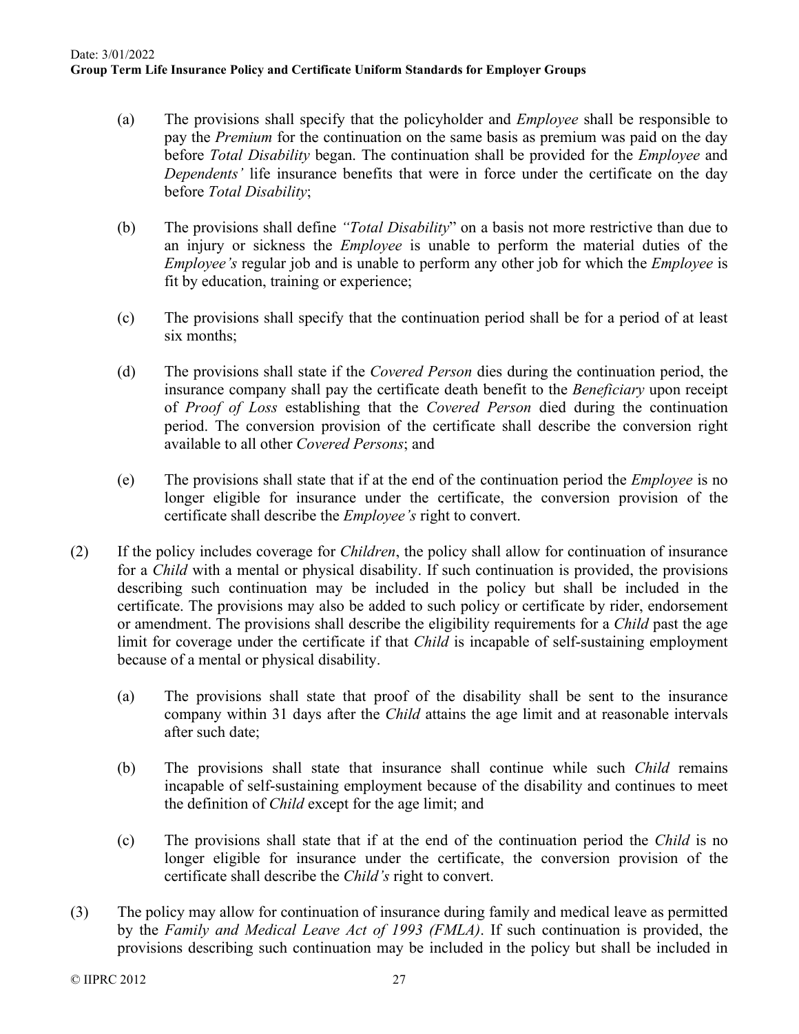(a) The provisions shall specify that the policyholder and *Employee* shall be responsible to pay the *Premium* for the continuation on the same basis as premium was paid on the day before *Total Disability* began. The continuation shall be provided for the *Employee* and *Dependents'* life insurance benefits that were in force under the certificate on the day before *Total Disability*;

(b) The provisions shall define *"Total Disability*" on a basis not more restrictive than due to an injury or sickness the *Employee* is unable to perform the material duties of the *Employee's* regular job and is unable to perform any other job for which the *Employee* is fit by education, training or experience;

(c) The provisions shall specify that the continuation period shall be for a period of at least six months;

(d) The provisions shall state if the *Covered Person* dies during the continuation period, the insurance company shall pay the certificate death benefit to the *Beneficiary* upon receipt of *Proof of Loss* establishing that the *Covered Person* died during the continuation period. The conversion provision of the certificate shall describe the conversion right available to all other *Covered Persons*; and

(e) The provisions shall state that if at the end of the continuation period the *Employee* is no longer eligible for insurance under the certificate, the conversion provision of the certificate shall describe the *Employee's* right to convert.

(2) If the policy includes coverage for *Children*, the policy shall allow for continuation of insurance for a *Child* with a mental or physical disability. If such continuation is provided, the provisions describing such continuation may be included in the policy but shall be included in the certificate. The provisions may also be added to such policy or certificate by rider, endorsement or amendment. The provisions shall describe the eligibility requirements for a *Child* past the age limit for coverage under the certificate if that *Child* is incapable of self-sustaining employment because of a mental or physical disability.

(a) The provisions shall state that proof of the disability shall be sent to the insurance company within 31 days after the *Child* attains the age limit and at reasonable intervals after such date;

(b) The provisions shall state that insurance shall continue while such *Child* remains incapable of self-sustaining employment because of the disability and continues to meet the definition of *Child* except for the age limit; and

(c) The provisions shall state that if at the end of the continuation period the *Child* is no longer eligible for insurance under the certificate, the conversion provision of the certificate shall describe the *Child's* right to convert.

(3) The policy may allow for continuation of insurance during family and medical leave as permitted by the *Family and Medical Leave Act of 1993 (FMLA)*. If such continuation is provided, the provisions describing such continuation may be included in the policy but shall be included in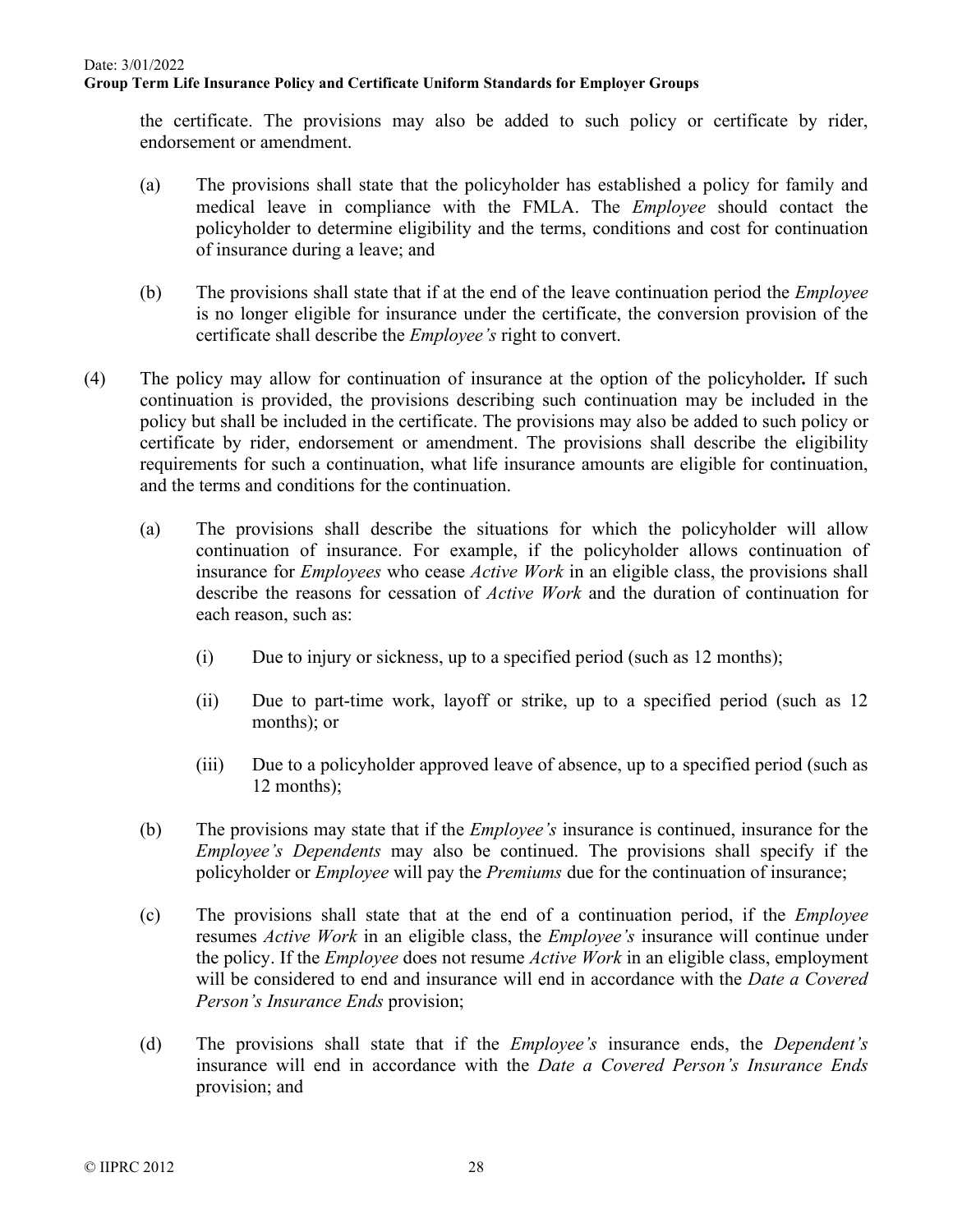the certificate. The provisions may also be added to such policy or certificate by rider, endorsement or amendment.

(a) The provisions shall state that the policyholder has established a policy for family and medical leave in compliance with the FMLA. The *Employee* should contact the policyholder to determine eligibility and the terms, conditions and cost for continuation of insurance during a leave; and

(b) The provisions shall state that if at the end of the leave continuation period the *Employee* is no longer eligible for insurance under the certificate, the conversion provision of the certificate shall describe the *Employee's* right to convert.

(4) The policy may allow for continuation of insurance at the option of the policyholder**.** If such continuation is provided, the provisions describing such continuation may be included in the policy but shall be included in the certificate. The provisions may also be added to such policy or certificate by rider, endorsement or amendment. The provisions shall describe the eligibility requirements for such a continuation, what life insurance amounts are eligible for continuation, and the terms and conditions for the continuation.

(a) The provisions shall describe the situations for which the policyholder will allow continuation of insurance. For example, if the policyholder allows continuation of insurance for *Employees* who cease *Active Work* in an eligible class, the provisions shall describe the reasons for cessation of *Active Work* and the duration of continuation for each reason, such as:

(i) Due to injury or sickness, up to a specified period (such as 12 months);

(ii) Due to part-time work, layoff or strike, up to a specified period (such as 12 months); or

(iii) Due to a policyholder approved leave of absence, up to a specified period (such as 12 months);

(b) The provisions may state that if the *Employee's* insurance is continued, insurance for the *Employee's Dependents* may also be continued. The provisions shall specify if the policyholder or *Employee* will pay the *Premiums* due for the continuation of insurance;

(c) The provisions shall state that at the end of a continuation period, if the *Employee* resumes *Active Work* in an eligible class, the *Employee's* insurance will continue under the policy. If the *Employee* does not resume *Active Work* in an eligible class, employment will be considered to end and insurance will end in accordance with the *Date a Covered Person's Insurance Ends* provision;

(d) The provisions shall state that if the *Employee's* insurance ends, the *Dependent's* insurance will end in accordance with the *Date a Covered Person's Insurance Ends* provision; and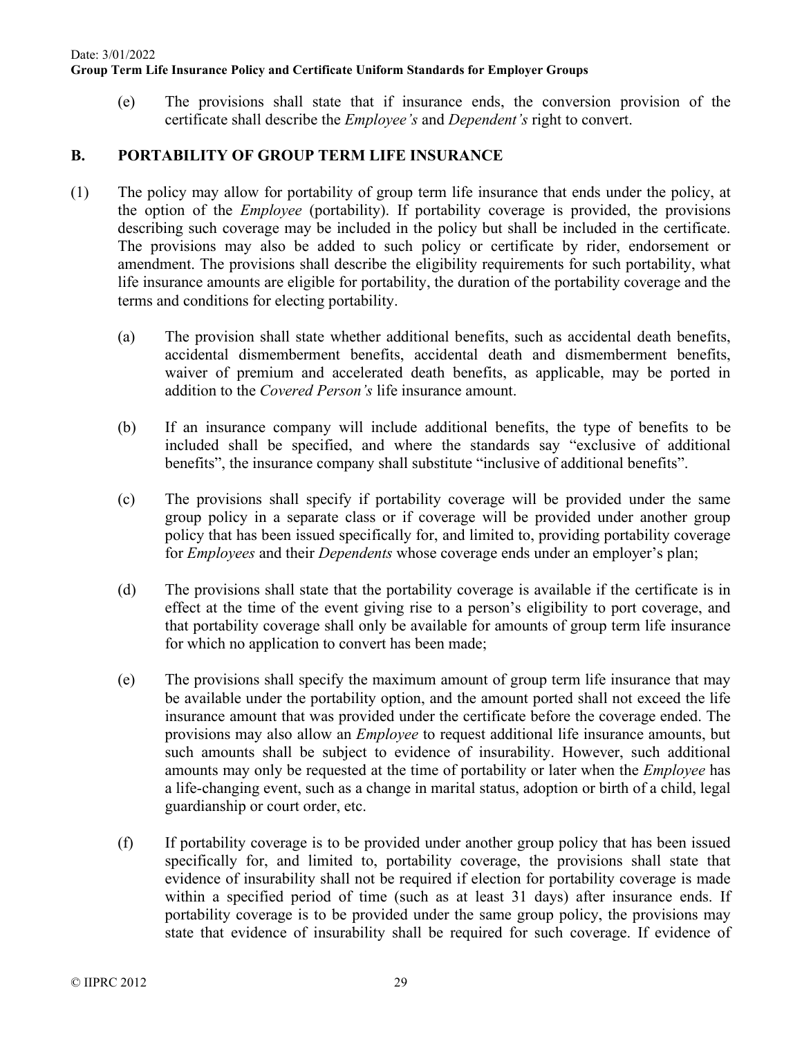(e) The provisions shall state that if insurance ends, the conversion provision of the certificate shall describe the *Employee's* and *Dependent's* right to convert.

## B. PORTABILITY OF GROUP TERM LIFE INSURANCE

(1) The policy may allow for portability of group term life insurance that ends under the policy, at the option of the *Employee* (portability). If portability coverage is provided, the provisions describing such coverage may be included in the policy but shall be included in the certificate. The provisions may also be added to such policy or certificate by rider, endorsement or amendment. The provisions shall describe the eligibility requirements for such portability, what life insurance amounts are eligible for portability, the duration of the portability coverage and the terms and conditions for electing portability.

(a) The provision shall state whether additional benefits, such as accidental death benefits, accidental dismemberment benefits, accidental death and dismemberment benefits, waiver of premium and accelerated death benefits, as applicable, may be ported in addition to the *Covered Person's* life insurance amount.

(b) If an insurance company will include additional benefits, the type of benefits to be included shall be specified, and where the standards say "exclusive of additional benefits", the insurance company shall substitute "inclusive of additional benefits".

(c) The provisions shall specify if portability coverage will be provided under the same group policy in a separate class or if coverage will be provided under another group policy that has been issued specifically for, and limited to, providing portability coverage for *Employees* and their *Dependents* whose coverage ends under an employer's plan;

(d) The provisions shall state that the portability coverage is available if the certificate is in effect at the time of the event giving rise to a person's eligibility to port coverage, and that portability coverage shall only be available for amounts of group term life insurance for which no application to convert has been made;

(e) The provisions shall specify the maximum amount of group term life insurance that may be available under the portability option, and the amount ported shall not exceed the life insurance amount that was provided under the certificate before the coverage ended. The provisions may also allow an *Employee* to request additional life insurance amounts, but such amounts shall be subject to evidence of insurability. However, such additional amounts may only be requested at the time of portability or later when the *Employee* has a life-changing event, such as a change in marital status, adoption or birth of a child, legal guardianship or court order, etc.

(f) If portability coverage is to be provided under another group policy that has been issued specifically for, and limited to, portability coverage, the provisions shall state that evidence of insurability shall not be required if election for portability coverage is made within a specified period of time (such as at least 31 days) after insurance ends. If portability coverage is to be provided under the same group policy, the provisions may state that evidence of insurability shall be required for such coverage. If evidence of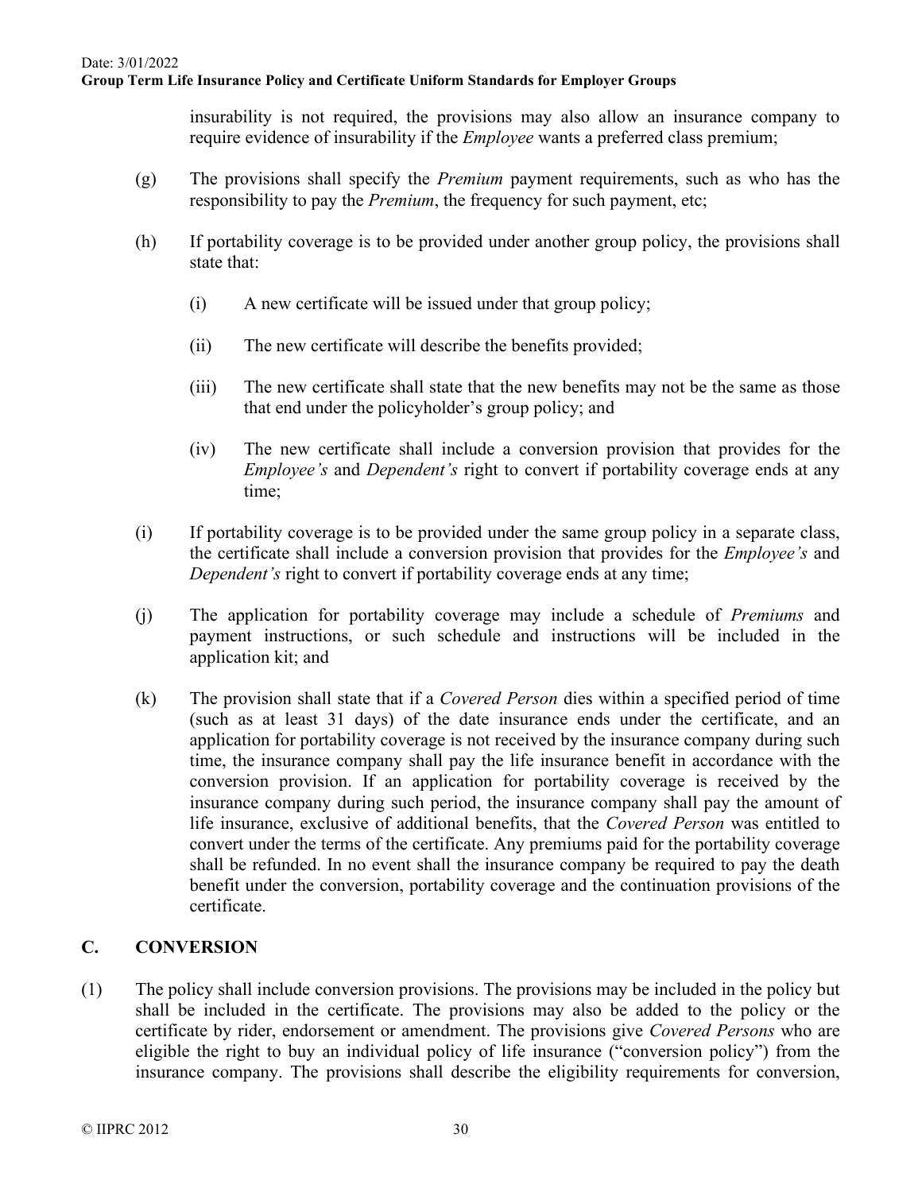insurability is not required, the provisions may also allow an insurance company to require evidence of insurability if the *Employee* wants a preferred class premium;

(g) The provisions shall specify the *Premium* payment requirements, such as who has the responsibility to pay the *Premium*, the frequency for such payment, etc;

(h) If portability coverage is to be provided under another group policy, the provisions shall state that:

  (i) A new certificate will be issued under that group policy;

  (ii) The new certificate will describe the benefits provided;

  (iii) The new certificate shall state that the new benefits may not be the same as those that end under the policyholder's group policy; and

  (iv) The new certificate shall include a conversion provision that provides for the *Employee's* and *Dependent's* right to convert if portability coverage ends at any time;

(i) If portability coverage is to be provided under the same group policy in a separate class, the certificate shall include a conversion provision that provides for the *Employee's* and *Dependent's* right to convert if portability coverage ends at any time;

(j) The application for portability coverage may include a schedule of *Premiums* and payment instructions, or such schedule and instructions will be included in the application kit; and

(k) The provision shall state that if a *Covered Person* dies within a specified period of time (such as at least 31 days) of the date insurance ends under the certificate, and an application for portability coverage is not received by the insurance company during such time, the insurance company shall pay the life insurance benefit in accordance with the conversion provision. If an application for portability coverage is received by the insurance company during such period, the insurance company shall pay the amount of life insurance, exclusive of additional benefits, that the *Covered Person* was entitled to convert under the terms of the certificate. Any premiums paid for the portability coverage shall be refunded. In no event shall the insurance company be required to pay the death benefit under the conversion, portability coverage and the continuation provisions of the certificate.

## C. CONVERSION

(1) The policy shall include conversion provisions. The provisions may be included in the policy but shall be included in the certificate. The provisions may also be added to the policy or the certificate by rider, endorsement or amendment. The provisions give *Covered Persons* who are eligible the right to buy an individual policy of life insurance ("conversion policy") from the insurance company. The provisions shall describe the eligibility requirements for conversion,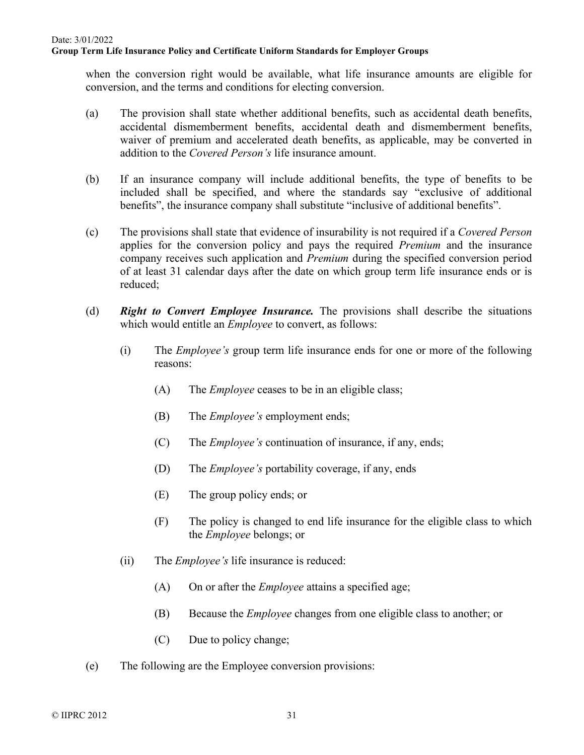when the conversion right would be available, what life insurance amounts are eligible for conversion, and the terms and conditions for electing conversion.

(a) The provision shall state whether additional benefits, such as accidental death benefits, accidental dismemberment benefits, accidental death and dismemberment benefits, waiver of premium and accelerated death benefits, as applicable, may be converted in addition to the *Covered Person's* life insurance amount.

(b) If an insurance company will include additional benefits, the type of benefits to be included shall be specified, and where the standards say "exclusive of additional benefits", the insurance company shall substitute "inclusive of additional benefits".

(c) The provisions shall state that evidence of insurability is not required if a *Covered Person* applies for the conversion policy and pays the required *Premium* and the insurance company receives such application and *Premium* during the specified conversion period of at least 31 calendar days after the date on which group term life insurance ends or is reduced;

(d) ***Right to Convert Employee Insurance.*** The provisions shall describe the situations which would entitle an *Employee* to convert, as follows:

   (i) The *Employee's* group term life insurance ends for one or more of the following reasons:

      (A) The *Employee* ceases to be in an eligible class;

      (B) The *Employee's* employment ends;

      (C) The *Employee's* continuation of insurance, if any, ends;

      (D) The *Employee's* portability coverage, if any, ends

      (E) The group policy ends; or

      (F) The policy is changed to end life insurance for the eligible class to which the *Employee* belongs; or

   (ii) The *Employee's* life insurance is reduced:

      (A) On or after the *Employee* attains a specified age;

      (B) Because the *Employee* changes from one eligible class to another; or

      (C) Due to policy change;

(e) The following are the Employee conversion provisions: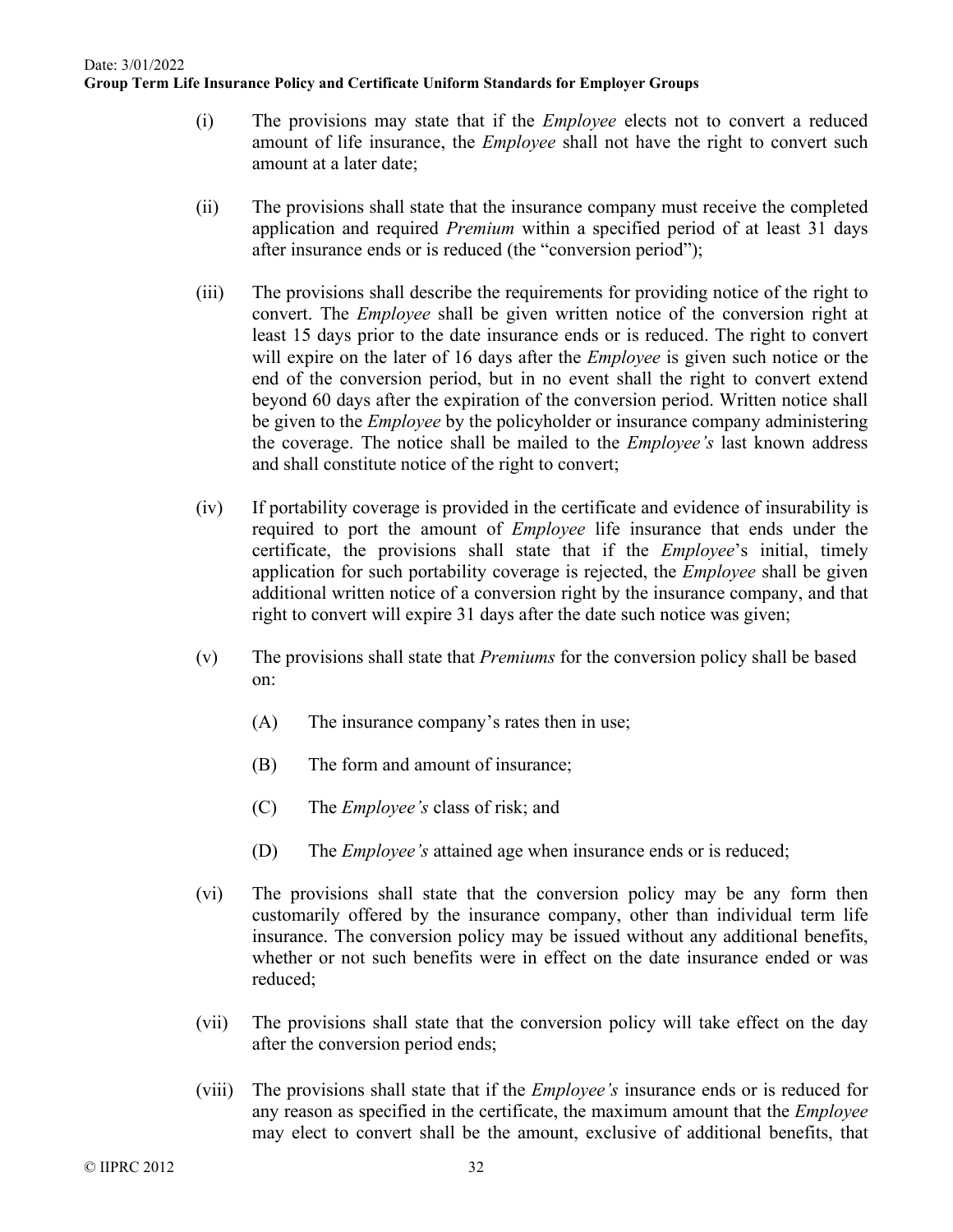(i) The provisions may state that if the *Employee* elects not to convert a reduced amount of life insurance, the *Employee* shall not have the right to convert such amount at a later date;

(ii) The provisions shall state that the insurance company must receive the completed application and required *Premium* within a specified period of at least 31 days after insurance ends or is reduced (the "conversion period");

(iii) The provisions shall describe the requirements for providing notice of the right to convert. The *Employee* shall be given written notice of the conversion right at least 15 days prior to the date insurance ends or is reduced. The right to convert will expire on the later of 16 days after the *Employee* is given such notice or the end of the conversion period, but in no event shall the right to convert extend beyond 60 days after the expiration of the conversion period. Written notice shall be given to the *Employee* by the policyholder or insurance company administering the coverage. The notice shall be mailed to the *Employee's* last known address and shall constitute notice of the right to convert;

(iv) If portability coverage is provided in the certificate and evidence of insurability is required to port the amount of *Employee* life insurance that ends under the certificate, the provisions shall state that if the *Employee*'s initial, timely application for such portability coverage is rejected, the *Employee* shall be given additional written notice of a conversion right by the insurance company, and that right to convert will expire 31 days after the date such notice was given;

(v) The provisions shall state that *Premiums* for the conversion policy shall be based on:

  (A) The insurance company's rates then in use;

  (B) The form and amount of insurance;

  (C) The *Employee's* class of risk; and

  (D) The *Employee's* attained age when insurance ends or is reduced;

(vi) The provisions shall state that the conversion policy may be any form then customarily offered by the insurance company, other than individual term life insurance. The conversion policy may be issued without any additional benefits, whether or not such benefits were in effect on the date insurance ended or was reduced;

(vii) The provisions shall state that the conversion policy will take effect on the day after the conversion period ends;

(viii) The provisions shall state that if the *Employee's* insurance ends or is reduced for any reason as specified in the certificate, the maximum amount that the *Employee* may elect to convert shall be the amount, exclusive of additional benefits, that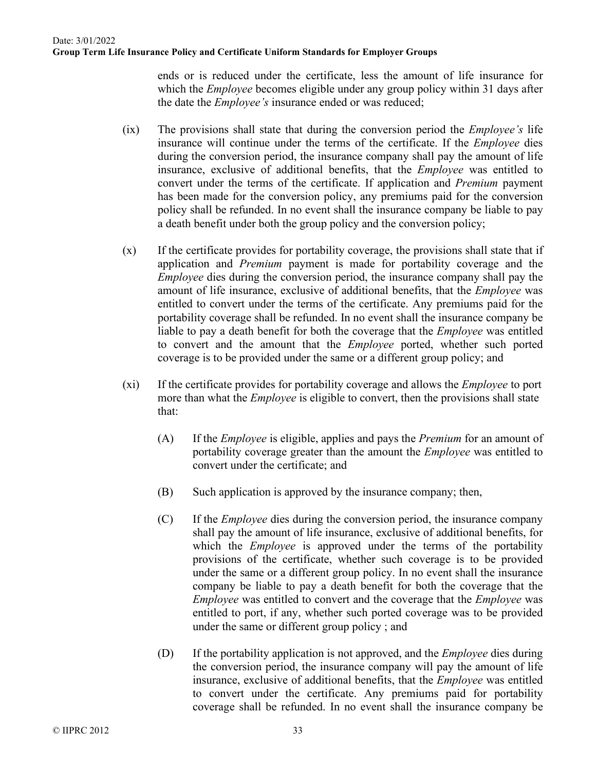ends or is reduced under the certificate, less the amount of life insurance for which the *Employee* becomes eligible under any group policy within 31 days after the date the *Employee's* insurance ended or was reduced;

(ix) The provisions shall state that during the conversion period the *Employee's* life insurance will continue under the terms of the certificate. If the *Employee* dies during the conversion period, the insurance company shall pay the amount of life insurance, exclusive of additional benefits, that the *Employee* was entitled to convert under the terms of the certificate. If application and *Premium* payment has been made for the conversion policy, any premiums paid for the conversion policy shall be refunded. In no event shall the insurance company be liable to pay a death benefit under both the group policy and the conversion policy;

(x) If the certificate provides for portability coverage, the provisions shall state that if application and *Premium* payment is made for portability coverage and the *Employee* dies during the conversion period, the insurance company shall pay the amount of life insurance, exclusive of additional benefits, that the *Employee* was entitled to convert under the terms of the certificate. Any premiums paid for the portability coverage shall be refunded. In no event shall the insurance company be liable to pay a death benefit for both the coverage that the *Employee* was entitled to convert and the amount that the *Employee* ported, whether such ported coverage is to be provided under the same or a different group policy; and

(xi) If the certificate provides for portability coverage and allows the *Employee* to port more than what the *Employee* is eligible to convert, then the provisions shall state that:

(A) If the *Employee* is eligible, applies and pays the *Premium* for an amount of portability coverage greater than the amount the *Employee* was entitled to convert under the certificate; and

(B) Such application is approved by the insurance company; then,

(C) If the *Employee* dies during the conversion period, the insurance company shall pay the amount of life insurance, exclusive of additional benefits, for which the *Employee* is approved under the terms of the portability provisions of the certificate, whether such coverage is to be provided under the same or a different group policy. In no event shall the insurance company be liable to pay a death benefit for both the coverage that the *Employee* was entitled to convert and the coverage that the *Employee* was entitled to port, if any, whether such ported coverage was to be provided under the same or different group policy ; and

(D) If the portability application is not approved, and the *Employee* dies during the conversion period, the insurance company will pay the amount of life insurance, exclusive of additional benefits, that the *Employee* was entitled to convert under the certificate. Any premiums paid for portability coverage shall be refunded. In no event shall the insurance company be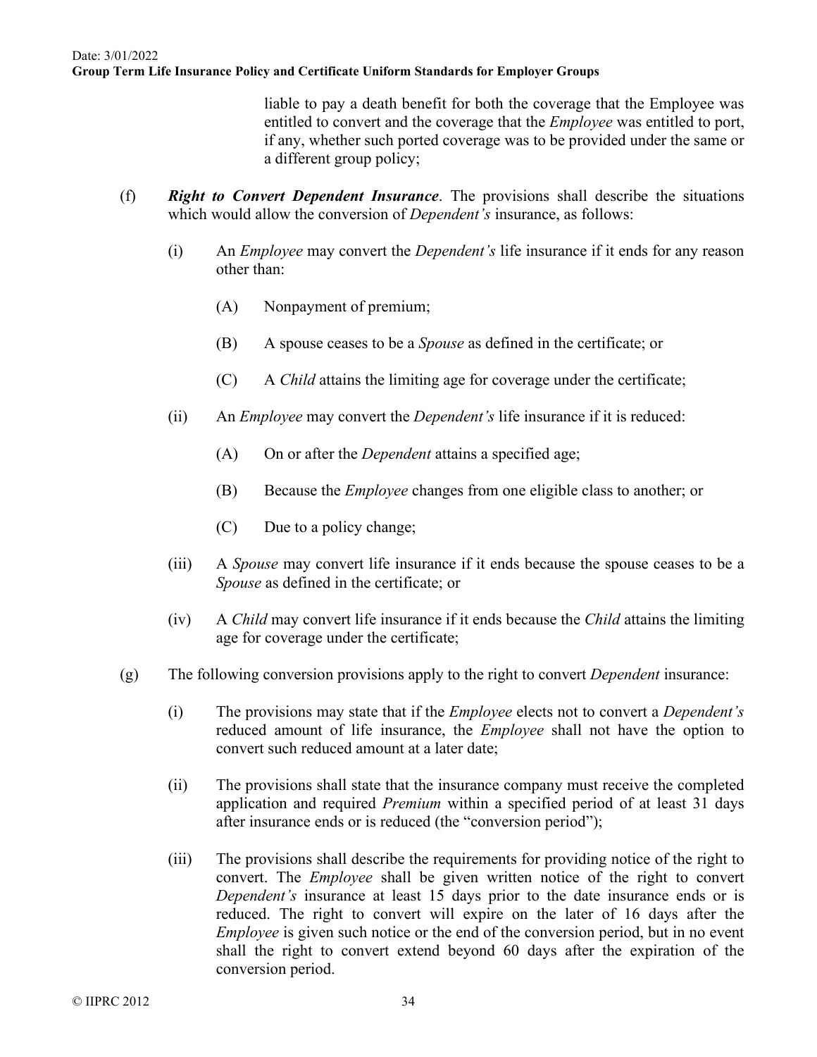liable to pay a death benefit for both the coverage that the Employee was entitled to convert and the coverage that the *Employee* was entitled to port, if any, whether such ported coverage was to be provided under the same or a different group policy;

(f) ***Right to Convert Dependent Insurance***. The provisions shall describe the situations which would allow the conversion of *Dependent's* insurance, as follows:

   (i) An *Employee* may convert the *Dependent's* life insurance if it ends for any reason other than:

      (A) Nonpayment of premium;

      (B) A spouse ceases to be a *Spouse* as defined in the certificate; or

      (C) A *Child* attains the limiting age for coverage under the certificate;

   (ii) An *Employee* may convert the *Dependent's* life insurance if it is reduced:

      (A) On or after the *Dependent* attains a specified age;

      (B) Because the *Employee* changes from one eligible class to another; or

      (C) Due to a policy change;

   (iii) A *Spouse* may convert life insurance if it ends because the spouse ceases to be a *Spouse* as defined in the certificate; or

   (iv) A *Child* may convert life insurance if it ends because the *Child* attains the limiting age for coverage under the certificate;

(g) The following conversion provisions apply to the right to convert *Dependent* insurance:

   (i) The provisions may state that if the *Employee* elects not to convert a *Dependent's* reduced amount of life insurance, the *Employee* shall not have the option to convert such reduced amount at a later date;

   (ii) The provisions shall state that the insurance company must receive the completed application and required *Premium* within a specified period of at least 31 days after insurance ends or is reduced (the "conversion period");

   (iii) The provisions shall describe the requirements for providing notice of the right to convert. The *Employee* shall be given written notice of the right to convert *Dependent's* insurance at least 15 days prior to the date insurance ends or is reduced. The right to convert will expire on the later of 16 days after the *Employee* is given such notice or the end of the conversion period, but in no event shall the right to convert extend beyond 60 days after the expiration of the conversion period.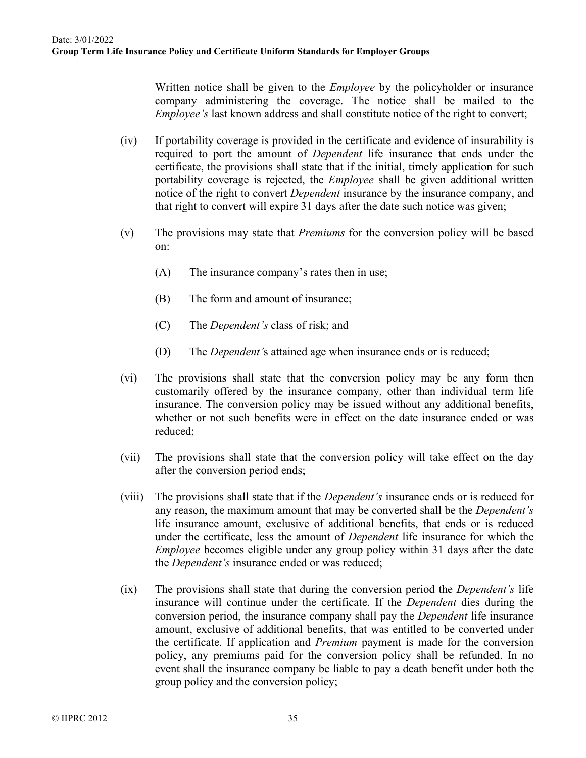Written notice shall be given to the *Employee* by the policyholder or insurance company administering the coverage. The notice shall be mailed to the *Employee's* last known address and shall constitute notice of the right to convert;

(iv) If portability coverage is provided in the certificate and evidence of insurability is required to port the amount of *Dependent* life insurance that ends under the certificate, the provisions shall state that if the initial, timely application for such portability coverage is rejected, the *Employee* shall be given additional written notice of the right to convert *Dependent* insurance by the insurance company, and that right to convert will expire 31 days after the date such notice was given;

(v) The provisions may state that *Premiums* for the conversion policy will be based on:

(A) The insurance company's rates then in use;

(B) The form and amount of insurance;

(C) The *Dependent's* class of risk; and

(D) The *Dependent's* attained age when insurance ends or is reduced;

(vi) The provisions shall state that the conversion policy may be any form then customarily offered by the insurance company, other than individual term life insurance. The conversion policy may be issued without any additional benefits, whether or not such benefits were in effect on the date insurance ended or was reduced;

(vii) The provisions shall state that the conversion policy will take effect on the day after the conversion period ends;

(viii) The provisions shall state that if the *Dependent's* insurance ends or is reduced for any reason, the maximum amount that may be converted shall be the *Dependent's* life insurance amount, exclusive of additional benefits, that ends or is reduced under the certificate, less the amount of *Dependent* life insurance for which the *Employee* becomes eligible under any group policy within 31 days after the date the *Dependent's* insurance ended or was reduced;

(ix) The provisions shall state that during the conversion period the *Dependent's* life insurance will continue under the certificate. If the *Dependent* dies during the conversion period, the insurance company shall pay the *Dependent* life insurance amount, exclusive of additional benefits, that was entitled to be converted under the certificate. If application and *Premium* payment is made for the conversion policy, any premiums paid for the conversion policy shall be refunded. In no event shall the insurance company be liable to pay a death benefit under both the group policy and the conversion policy;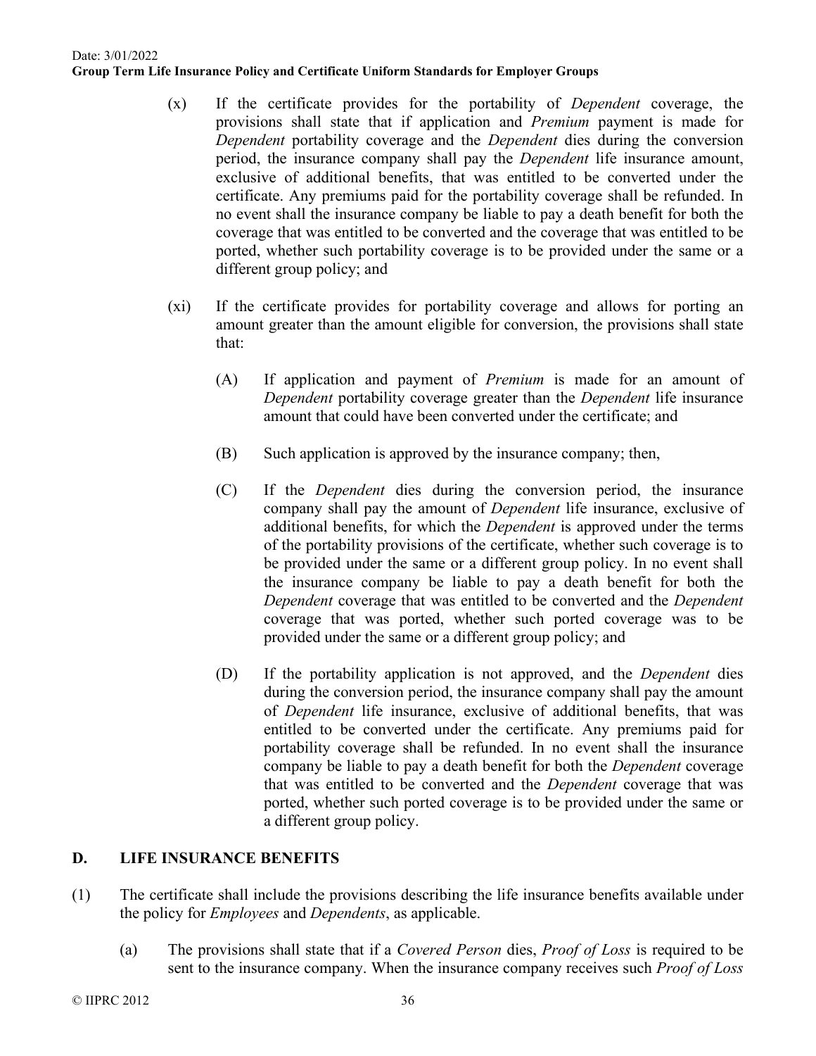(x) If the certificate provides for the portability of *Dependent* coverage, the provisions shall state that if application and *Premium* payment is made for *Dependent* portability coverage and the *Dependent* dies during the conversion period, the insurance company shall pay the *Dependent* life insurance amount, exclusive of additional benefits, that was entitled to be converted under the certificate. Any premiums paid for the portability coverage shall be refunded. In no event shall the insurance company be liable to pay a death benefit for both the coverage that was entitled to be converted and the coverage that was entitled to be ported, whether such portability coverage is to be provided under the same or a different group policy; and

(xi) If the certificate provides for portability coverage and allows for porting an amount greater than the amount eligible for conversion, the provisions shall state that:

(A) If application and payment of *Premium* is made for an amount of *Dependent* portability coverage greater than the *Dependent* life insurance amount that could have been converted under the certificate; and

(B) Such application is approved by the insurance company; then,

(C) If the *Dependent* dies during the conversion period, the insurance company shall pay the amount of *Dependent* life insurance, exclusive of additional benefits, for which the *Dependent* is approved under the terms of the portability provisions of the certificate, whether such coverage is to be provided under the same or a different group policy. In no event shall the insurance company be liable to pay a death benefit for both the *Dependent* coverage that was entitled to be converted and the *Dependent* coverage that was ported, whether such ported coverage was to be provided under the same or a different group policy; and

(D) If the portability application is not approved, and the *Dependent* dies during the conversion period, the insurance company shall pay the amount of *Dependent* life insurance, exclusive of additional benefits, that was entitled to be converted under the certificate. Any premiums paid for portability coverage shall be refunded. In no event shall the insurance company be liable to pay a death benefit for both the *Dependent* coverage that was entitled to be converted and the *Dependent* coverage that was ported, whether such ported coverage is to be provided under the same or a different group policy.

## D. LIFE INSURANCE BENEFITS

(1) The certificate shall include the provisions describing the life insurance benefits available under the policy for *Employees* and *Dependents*, as applicable.

(a) The provisions shall state that if a *Covered Person* dies, *Proof of Loss* is required to be sent to the insurance company. When the insurance company receives such *Proof of Loss*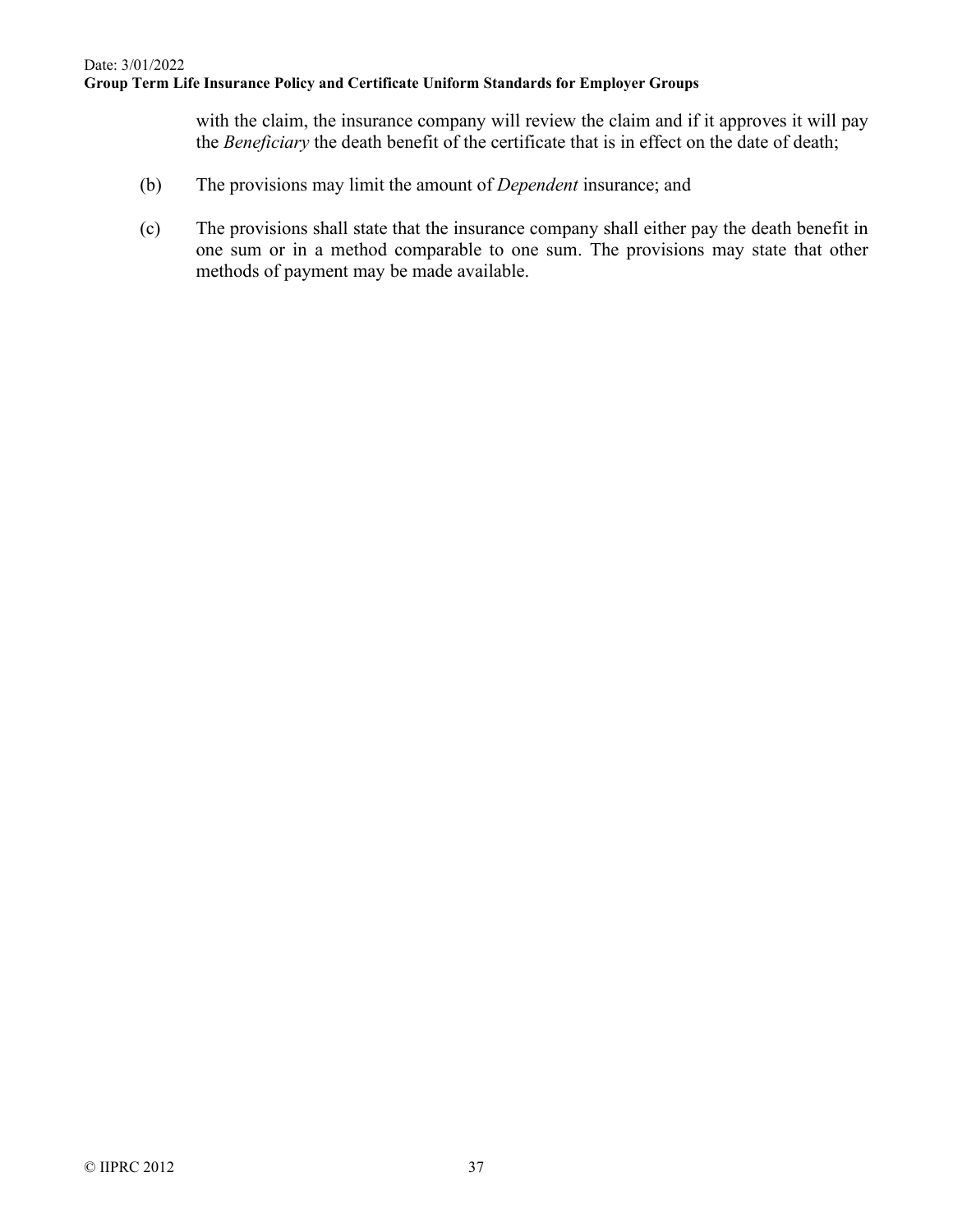with the claim, the insurance company will review the claim and if it approves it will pay the *Beneficiary* the death benefit of the certificate that is in effect on the date of death;

(b) The provisions may limit the amount of *Dependent* insurance; and

(c) The provisions shall state that the insurance company shall either pay the death benefit in one sum or in a method comparable to one sum. The provisions may state that other methods of payment may be made available.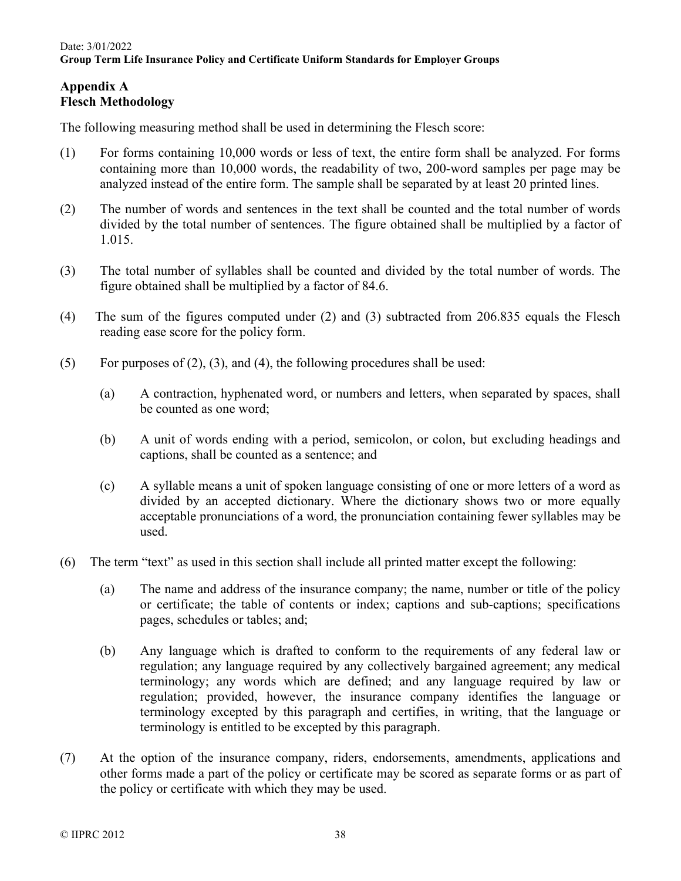## Appendix A
## Flesch Methodology

The following measuring method shall be used in determining the Flesch score:

(1) For forms containing 10,000 words or less of text, the entire form shall be analyzed. For forms containing more than 10,000 words, the readability of two, 200-word samples per page may be analyzed instead of the entire form. The sample shall be separated by at least 20 printed lines.

(2) The number of words and sentences in the text shall be counted and the total number of words divided by the total number of sentences. The figure obtained shall be multiplied by a factor of 1.015.

(3) The total number of syllables shall be counted and divided by the total number of words. The figure obtained shall be multiplied by a factor of 84.6.

(4) The sum of the figures computed under (2) and (3) subtracted from 206.835 equals the Flesch reading ease score for the policy form.

(5) For purposes of (2), (3), and (4), the following procedures shall be used:

   (a) A contraction, hyphenated word, or numbers and letters, when separated by spaces, shall be counted as one word;

   (b) A unit of words ending with a period, semicolon, or colon, but excluding headings and captions, shall be counted as a sentence; and

   (c) A syllable means a unit of spoken language consisting of one or more letters of a word as divided by an accepted dictionary. Where the dictionary shows two or more equally acceptable pronunciations of a word, the pronunciation containing fewer syllables may be used.

(6) The term "text" as used in this section shall include all printed matter except the following:

   (a) The name and address of the insurance company; the name, number or title of the policy or certificate; the table of contents or index; captions and sub-captions; specifications pages, schedules or tables; and;

   (b) Any language which is drafted to conform to the requirements of any federal law or regulation; any language required by any collectively bargained agreement; any medical terminology; any words which are defined; and any language required by law or regulation; provided, however, the insurance company identifies the language or terminology excepted by this paragraph and certifies, in writing, that the language or terminology is entitled to be excepted by this paragraph.

(7) At the option of the insurance company, riders, endorsements, amendments, applications and other forms made a part of the policy or certificate may be scored as separate forms or as part of the policy or certificate with which they may be used.